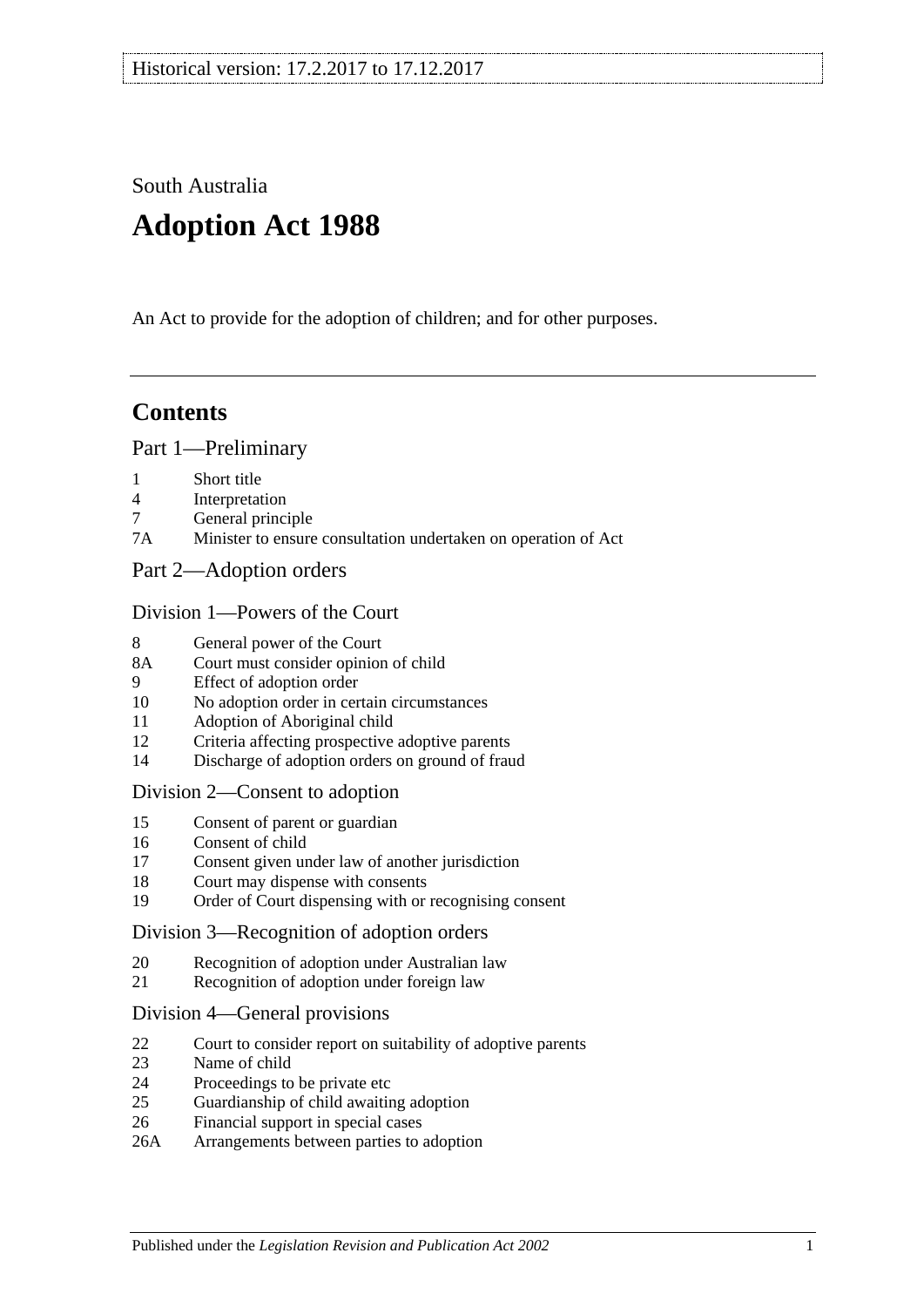Historical version: 17.2.2017 to 17.12.2017

South Australia

# Adoption Act 1988

An Act to provide for the adoption of children; and for other purposes.

## Contents

### Part 1—Preliminary

1 Short title
4 Interpretation
7 General principle
7A Minister to ensure consultation undertaken on operation of Act

### Part 2—Adoption orders

#### Division 1—Powers of the Court

8 General power of the Court
8A Court must consider opinion of child
9 Effect of adoption order
10 No adoption order in certain circumstances
11 Adoption of Aboriginal child
12 Criteria affecting prospective adoptive parents
14 Discharge of adoption orders on ground of fraud

#### Division 2—Consent to adoption

15 Consent of parent or guardian
16 Consent of child
17 Consent given under law of another jurisdiction
18 Court may dispense with consents
19 Order of Court dispensing with or recognising consent

#### Division 3—Recognition of adoption orders

20 Recognition of adoption under Australian law
21 Recognition of adoption under foreign law

#### Division 4—General provisions

22 Court to consider report on suitability of adoptive parents
23 Name of child
24 Proceedings to be private etc
25 Guardianship of child awaiting adoption
26 Financial support in special cases
26A Arrangements between parties to adoption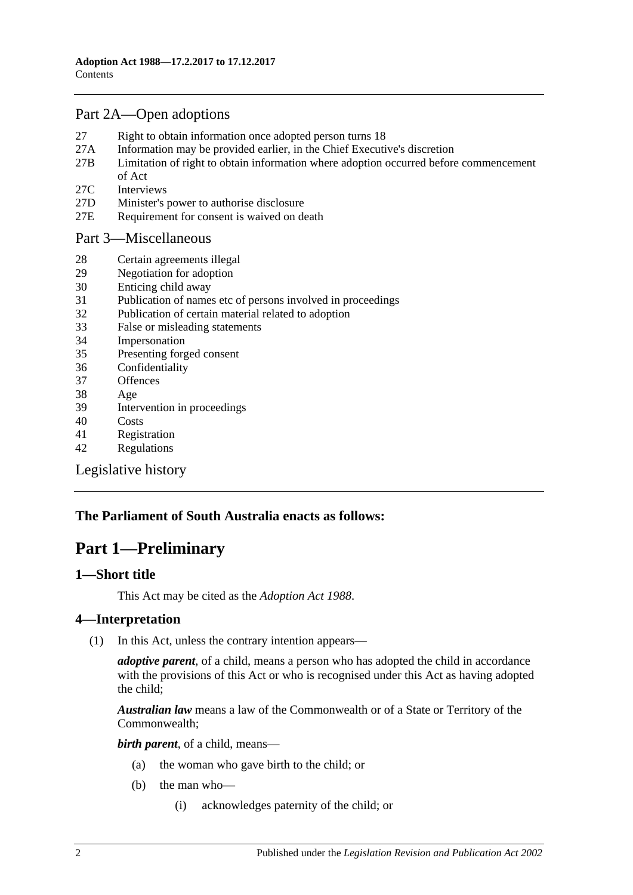## Part 2A—Open adoptions

27 Right to obtain information once adopted person turns 18
27A Information may be provided earlier, in the Chief Executive's discretion
27B Limitation of right to obtain information where adoption occurred before commencement of Act
27C Interviews
27D Minister's power to authorise disclosure
27E Requirement for consent is waived on death

## Part 3—Miscellaneous

28 Certain agreements illegal
29 Negotiation for adoption
30 Enticing child away
31 Publication of names etc of persons involved in proceedings
32 Publication of certain material related to adoption
33 False or misleading statements
34 Impersonation
35 Presenting forged consent
36 Confidentiality
37 Offences
38 Age
39 Intervention in proceedings
40 Costs
41 Registration
42 Regulations

Legislative history

**The Parliament of South Australia enacts as follows:**

# Part 1—Preliminary

### 1—Short title

This Act may be cited as the *Adoption Act 1988*.

### 4—Interpretation

(1) In this Act, unless the contrary intention appears—

***adoptive parent***, of a child, means a person who has adopted the child in accordance with the provisions of this Act or who is recognised under this Act as having adopted the child;

***Australian law*** means a law of the Commonwealth or of a State or Territory of the Commonwealth;

***birth parent***, of a child, means—

(a) the woman who gave birth to the child; or

(b) the man who—

(i) acknowledges paternity of the child; or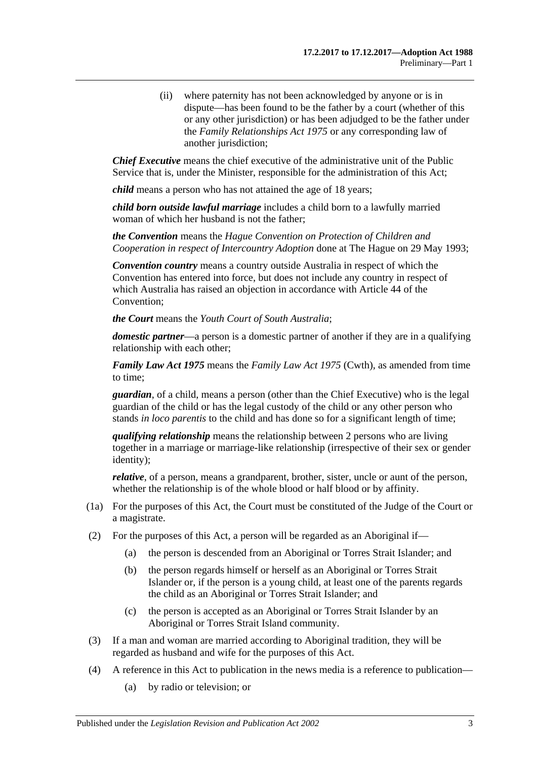(ii) where paternity has not been acknowledged by anyone or is in dispute—has been found to be the father by a court (whether of this or any other jurisdiction) or has been adjudged to be the father under the *Family Relationships Act 1975* or any corresponding law of another jurisdiction;

***Chief Executive*** means the chief executive of the administrative unit of the Public Service that is, under the Minister, responsible for the administration of this Act;

***child*** means a person who has not attained the age of 18 years;

***child born outside lawful marriage*** includes a child born to a lawfully married woman of which her husband is not the father;

***the Convention*** means the *Hague Convention on Protection of Children and Cooperation in respect of Intercountry Adoption* done at The Hague on 29 May 1993;

***Convention country*** means a country outside Australia in respect of which the Convention has entered into force, but does not include any country in respect of which Australia has raised an objection in accordance with Article 44 of the Convention;

***the Court*** means the *Youth Court of South Australia*;

***domestic partner***—a person is a domestic partner of another if they are in a qualifying relationship with each other;

***Family Law Act 1975*** means the *Family Law Act 1975* (Cwth), as amended from time to time;

***guardian***, of a child, means a person (other than the Chief Executive) who is the legal guardian of the child or has the legal custody of the child or any other person who stands *in loco parentis* to the child and has done so for a significant length of time;

***qualifying relationship*** means the relationship between 2 persons who are living together in a marriage or marriage-like relationship (irrespective of their sex or gender identity);

***relative***, of a person, means a grandparent, brother, sister, uncle or aunt of the person, whether the relationship is of the whole blood or half blood or by affinity.

(1a) For the purposes of this Act, the Court must be constituted of the Judge of the Court or a magistrate.

(2) For the purposes of this Act, a person will be regarded as an Aboriginal if—

(a) the person is descended from an Aboriginal or Torres Strait Islander; and

(b) the person regards himself or herself as an Aboriginal or Torres Strait Islander or, if the person is a young child, at least one of the parents regards the child as an Aboriginal or Torres Strait Islander; and

(c) the person is accepted as an Aboriginal or Torres Strait Islander by an Aboriginal or Torres Strait Island community.

(3) If a man and woman are married according to Aboriginal tradition, they will be regarded as husband and wife for the purposes of this Act.

(4) A reference in this Act to publication in the news media is a reference to publication—

(a) by radio or television; or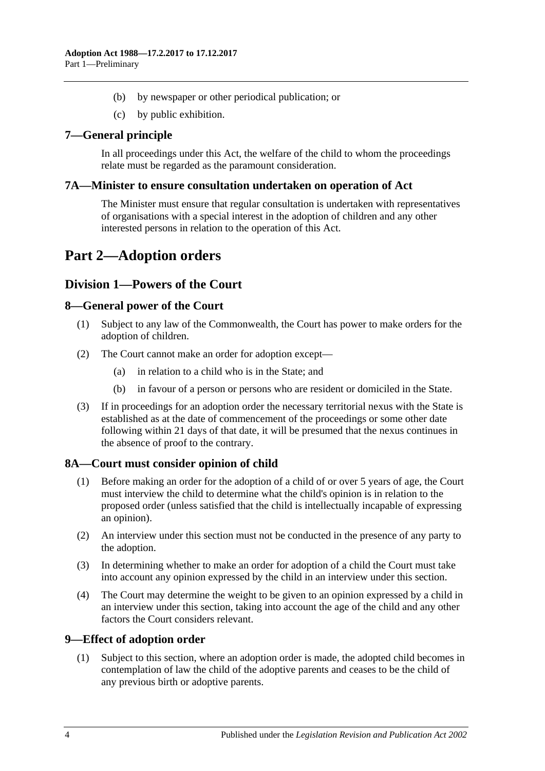(b) by newspaper or other periodical publication; or

(c) by public exhibition.

### 7—General principle

In all proceedings under this Act, the welfare of the child to whom the proceedings relate must be regarded as the paramount consideration.

### 7A—Minister to ensure consultation undertaken on operation of Act

The Minister must ensure that regular consultation is undertaken with representatives of organisations with a special interest in the adoption of children and any other interested persons in relation to the operation of this Act.

# Part 2—Adoption orders

## Division 1—Powers of the Court

### 8—General power of the Court

(1) Subject to any law of the Commonwealth, the Court has power to make orders for the adoption of children.

(2) The Court cannot make an order for adoption except—

(a) in relation to a child who is in the State; and

(b) in favour of a person or persons who are resident or domiciled in the State.

(3) If in proceedings for an adoption order the necessary territorial nexus with the State is established as at the date of commencement of the proceedings or some other date following within 21 days of that date, it will be presumed that the nexus continues in the absence of proof to the contrary.

### 8A—Court must consider opinion of child

(1) Before making an order for the adoption of a child of or over 5 years of age, the Court must interview the child to determine what the child's opinion is in relation to the proposed order (unless satisfied that the child is intellectually incapable of expressing an opinion).

(2) An interview under this section must not be conducted in the presence of any party to the adoption.

(3) In determining whether to make an order for adoption of a child the Court must take into account any opinion expressed by the child in an interview under this section.

(4) The Court may determine the weight to be given to an opinion expressed by a child in an interview under this section, taking into account the age of the child and any other factors the Court considers relevant.

### 9—Effect of adoption order

(1) Subject to this section, where an adoption order is made, the adopted child becomes in contemplation of law the child of the adoptive parents and ceases to be the child of any previous birth or adoptive parents.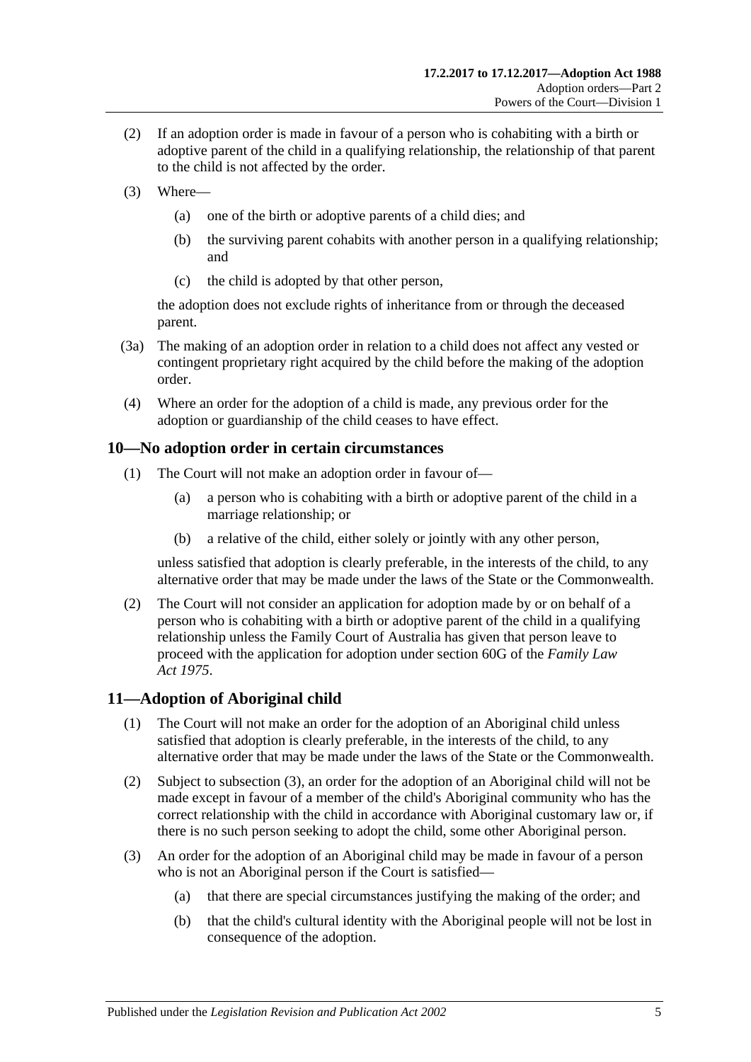(2) If an adoption order is made in favour of a person who is cohabiting with a birth or adoptive parent of the child in a qualifying relationship, the relationship of that parent to the child is not affected by the order.

(3) Where—

(a) one of the birth or adoptive parents of a child dies; and

(b) the surviving parent cohabits with another person in a qualifying relationship; and

(c) the child is adopted by that other person,

the adoption does not exclude rights of inheritance from or through the deceased parent.

(3a) The making of an adoption order in relation to a child does not affect any vested or contingent proprietary right acquired by the child before the making of the adoption order.

(4) Where an order for the adoption of a child is made, any previous order for the adoption or guardianship of the child ceases to have effect.

## 10—No adoption order in certain circumstances

(1) The Court will not make an adoption order in favour of—

(a) a person who is cohabiting with a birth or adoptive parent of the child in a marriage relationship; or

(b) a relative of the child, either solely or jointly with any other person,

unless satisfied that adoption is clearly preferable, in the interests of the child, to any alternative order that may be made under the laws of the State or the Commonwealth.

(2) The Court will not consider an application for adoption made by or on behalf of a person who is cohabiting with a birth or adoptive parent of the child in a qualifying relationship unless the Family Court of Australia has given that person leave to proceed with the application for adoption under section 60G of the *Family Law Act 1975*.

## 11—Adoption of Aboriginal child

(1) The Court will not make an order for the adoption of an Aboriginal child unless satisfied that adoption is clearly preferable, in the interests of the child, to any alternative order that may be made under the laws of the State or the Commonwealth.

(2) Subject to subsection (3), an order for the adoption of an Aboriginal child will not be made except in favour of a member of the child's Aboriginal community who has the correct relationship with the child in accordance with Aboriginal customary law or, if there is no such person seeking to adopt the child, some other Aboriginal person.

(3) An order for the adoption of an Aboriginal child may be made in favour of a person who is not an Aboriginal person if the Court is satisfied—

(a) that there are special circumstances justifying the making of the order; and

(b) that the child's cultural identity with the Aboriginal people will not be lost in consequence of the adoption.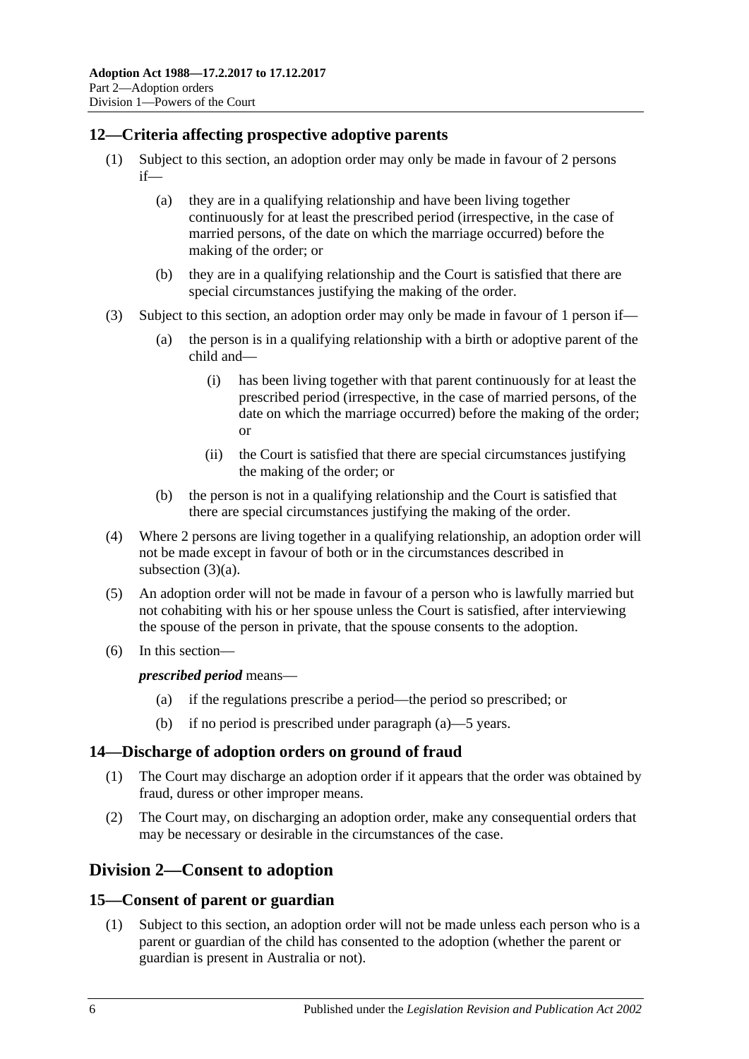## 12—Criteria affecting prospective adoptive parents

(1) Subject to this section, an adoption order may only be made in favour of 2 persons if—

(a) they are in a qualifying relationship and have been living together continuously for at least the prescribed period (irrespective, in the case of married persons, of the date on which the marriage occurred) before the making of the order; or

(b) they are in a qualifying relationship and the Court is satisfied that there are special circumstances justifying the making of the order.

(3) Subject to this section, an adoption order may only be made in favour of 1 person if—

(a) the person is in a qualifying relationship with a birth or adoptive parent of the child and—

(i) has been living together with that parent continuously for at least the prescribed period (irrespective, in the case of married persons, of the date on which the marriage occurred) before the making of the order; or

(ii) the Court is satisfied that there are special circumstances justifying the making of the order; or

(b) the person is not in a qualifying relationship and the Court is satisfied that there are special circumstances justifying the making of the order.

(4) Where 2 persons are living together in a qualifying relationship, an adoption order will not be made except in favour of both or in the circumstances described in subsection (3)(a).

(5) An adoption order will not be made in favour of a person who is lawfully married but not cohabiting with his or her spouse unless the Court is satisfied, after interviewing the spouse of the person in private, that the spouse consents to the adoption.

(6) In this section—

***prescribed period*** means—

(a) if the regulations prescribe a period—the period so prescribed; or

(b) if no period is prescribed under paragraph (a)—5 years.

## 14—Discharge of adoption orders on ground of fraud

(1) The Court may discharge an adoption order if it appears that the order was obtained by fraud, duress or other improper means.

(2) The Court may, on discharging an adoption order, make any consequential orders that may be necessary or desirable in the circumstances of the case.

# Division 2—Consent to adoption

## 15—Consent of parent or guardian

(1) Subject to this section, an adoption order will not be made unless each person who is a parent or guardian of the child has consented to the adoption (whether the parent or guardian is present in Australia or not).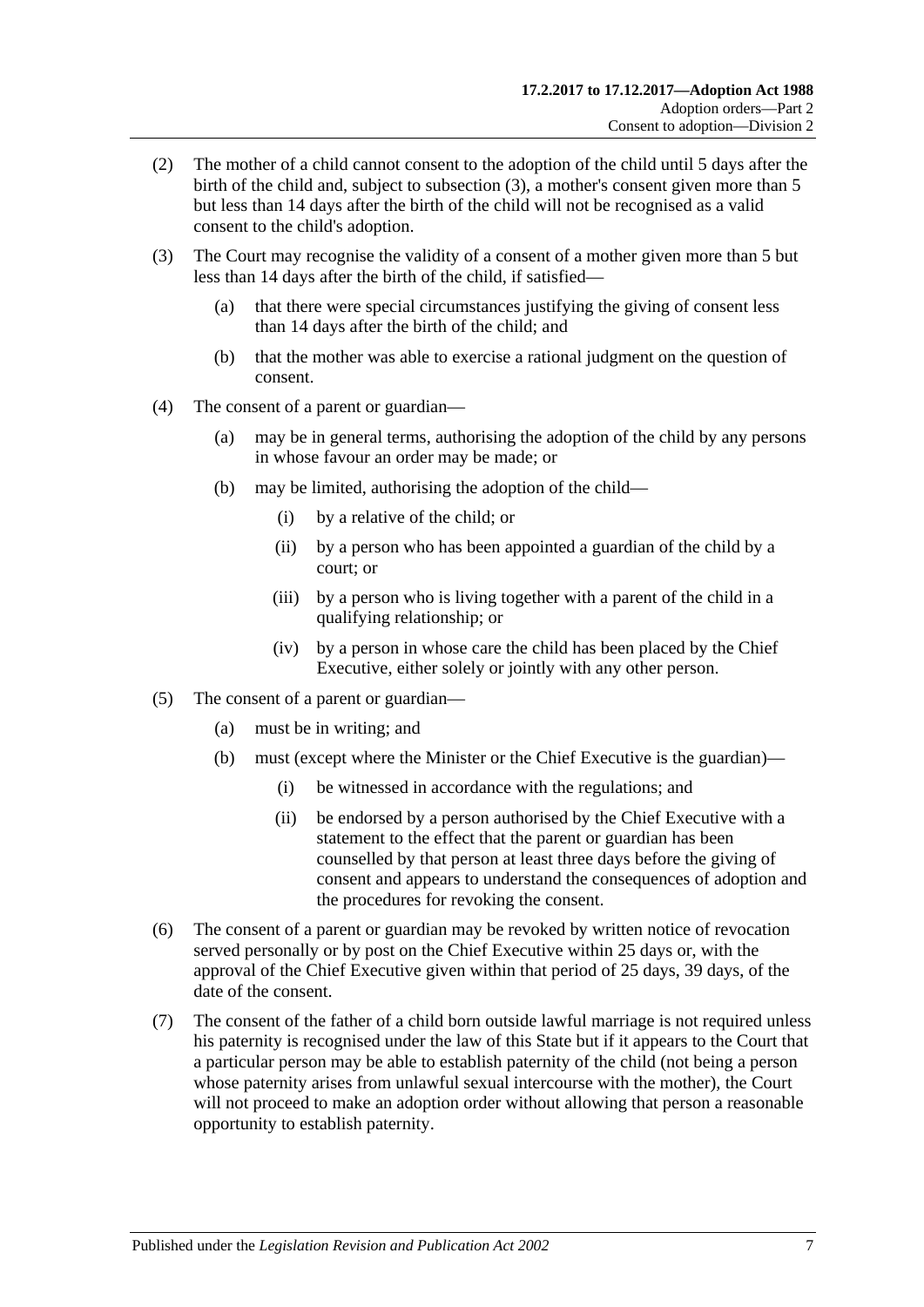(2) The mother of a child cannot consent to the adoption of the child until 5 days after the birth of the child and, subject to subsection (3), a mother's consent given more than 5 but less than 14 days after the birth of the child will not be recognised as a valid consent to the child's adoption.

(3) The Court may recognise the validity of a consent of a mother given more than 5 but less than 14 days after the birth of the child, if satisfied—

- (a) that there were special circumstances justifying the giving of consent less than 14 days after the birth of the child; and
- (b) that the mother was able to exercise a rational judgment on the question of consent.

(4) The consent of a parent or guardian—

- (a) may be in general terms, authorising the adoption of the child by any persons in whose favour an order may be made; or
- (b) may be limited, authorising the adoption of the child—
  - (i) by a relative of the child; or
  - (ii) by a person who has been appointed a guardian of the child by a court; or
  - (iii) by a person who is living together with a parent of the child in a qualifying relationship; or
  - (iv) by a person in whose care the child has been placed by the Chief Executive, either solely or jointly with any other person.

(5) The consent of a parent or guardian—

- (a) must be in writing; and
- (b) must (except where the Minister or the Chief Executive is the guardian)—
  - (i) be witnessed in accordance with the regulations; and
  - (ii) be endorsed by a person authorised by the Chief Executive with a statement to the effect that the parent or guardian has been counselled by that person at least three days before the giving of consent and appears to understand the consequences of adoption and the procedures for revoking the consent.

(6) The consent of a parent or guardian may be revoked by written notice of revocation served personally or by post on the Chief Executive within 25 days or, with the approval of the Chief Executive given within that period of 25 days, 39 days, of the date of the consent.

(7) The consent of the father of a child born outside lawful marriage is not required unless his paternity is recognised under the law of this State but if it appears to the Court that a particular person may be able to establish paternity of the child (not being a person whose paternity arises from unlawful sexual intercourse with the mother), the Court will not proceed to make an adoption order without allowing that person a reasonable opportunity to establish paternity.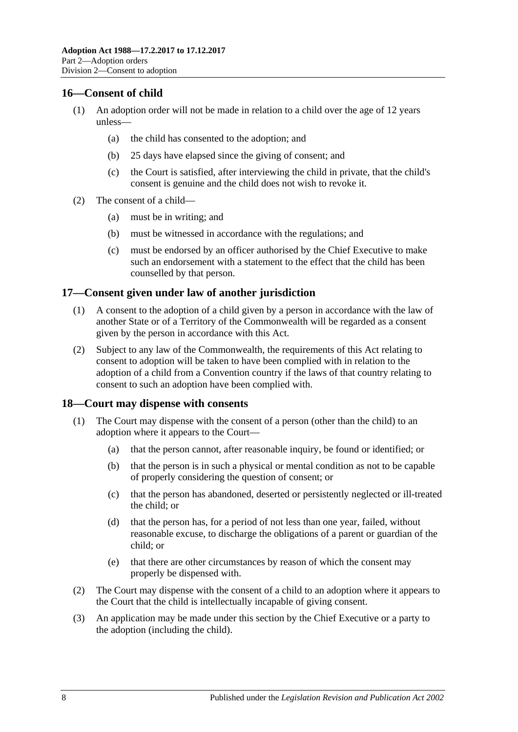## 16—Consent of child

(1) An adoption order will not be made in relation to a child over the age of 12 years unless—

(a) the child has consented to the adoption; and

(b) 25 days have elapsed since the giving of consent; and

(c) the Court is satisfied, after interviewing the child in private, that the child's consent is genuine and the child does not wish to revoke it.

(2) The consent of a child—

(a) must be in writing; and

(b) must be witnessed in accordance with the regulations; and

(c) must be endorsed by an officer authorised by the Chief Executive to make such an endorsement with a statement to the effect that the child has been counselled by that person.

## 17—Consent given under law of another jurisdiction

(1) A consent to the adoption of a child given by a person in accordance with the law of another State or of a Territory of the Commonwealth will be regarded as a consent given by the person in accordance with this Act.

(2) Subject to any law of the Commonwealth, the requirements of this Act relating to consent to adoption will be taken to have been complied with in relation to the adoption of a child from a Convention country if the laws of that country relating to consent to such an adoption have been complied with.

## 18—Court may dispense with consents

(1) The Court may dispense with the consent of a person (other than the child) to an adoption where it appears to the Court—

(a) that the person cannot, after reasonable inquiry, be found or identified; or

(b) that the person is in such a physical or mental condition as not to be capable of properly considering the question of consent; or

(c) that the person has abandoned, deserted or persistently neglected or ill-treated the child; or

(d) that the person has, for a period of not less than one year, failed, without reasonable excuse, to discharge the obligations of a parent or guardian of the child; or

(e) that there are other circumstances by reason of which the consent may properly be dispensed with.

(2) The Court may dispense with the consent of a child to an adoption where it appears to the Court that the child is intellectually incapable of giving consent.

(3) An application may be made under this section by the Chief Executive or a party to the adoption (including the child).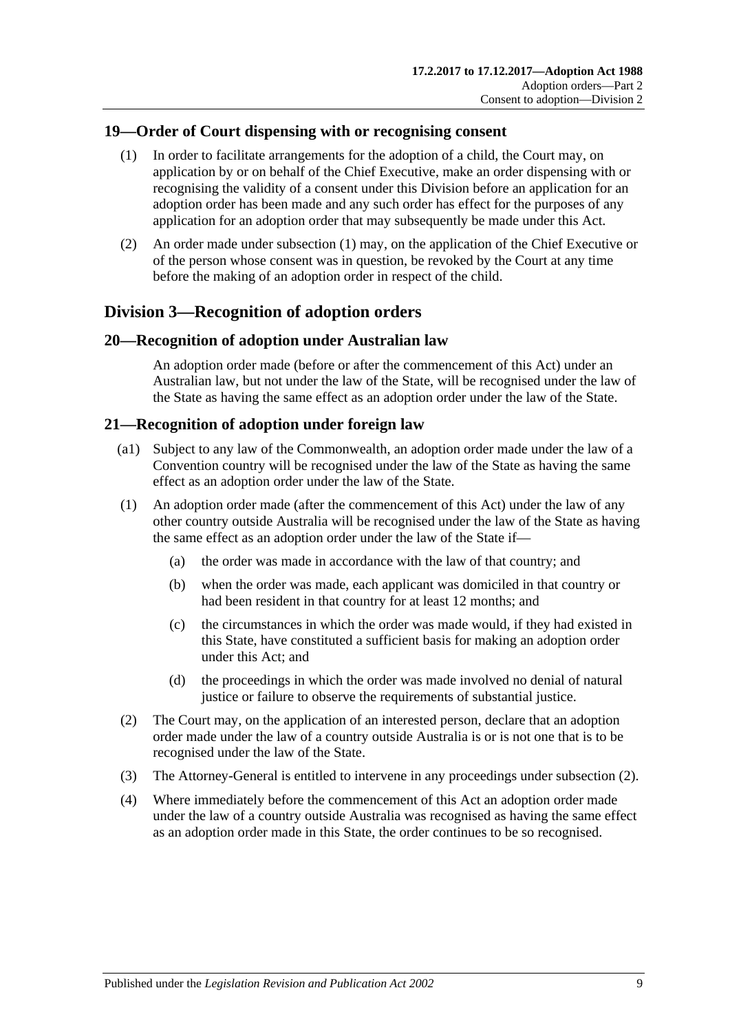## 19—Order of Court dispensing with or recognising consent

(1) In order to facilitate arrangements for the adoption of a child, the Court may, on application by or on behalf of the Chief Executive, make an order dispensing with or recognising the validity of a consent under this Division before an application for an adoption order has been made and any such order has effect for the purposes of any application for an adoption order that may subsequently be made under this Act.

(2) An order made under subsection (1) may, on the application of the Chief Executive or of the person whose consent was in question, be revoked by the Court at any time before the making of an adoption order in respect of the child.

# Division 3—Recognition of adoption orders

## 20—Recognition of adoption under Australian law

An adoption order made (before or after the commencement of this Act) under an Australian law, but not under the law of the State, will be recognised under the law of the State as having the same effect as an adoption order under the law of the State.

## 21—Recognition of adoption under foreign law

(a1) Subject to any law of the Commonwealth, an adoption order made under the law of a Convention country will be recognised under the law of the State as having the same effect as an adoption order under the law of the State.

(1) An adoption order made (after the commencement of this Act) under the law of any other country outside Australia will be recognised under the law of the State as having the same effect as an adoption order under the law of the State if—

(a) the order was made in accordance with the law of that country; and

(b) when the order was made, each applicant was domiciled in that country or had been resident in that country for at least 12 months; and

(c) the circumstances in which the order was made would, if they had existed in this State, have constituted a sufficient basis for making an adoption order under this Act; and

(d) the proceedings in which the order was made involved no denial of natural justice or failure to observe the requirements of substantial justice.

(2) The Court may, on the application of an interested person, declare that an adoption order made under the law of a country outside Australia is or is not one that is to be recognised under the law of the State.

(3) The Attorney-General is entitled to intervene in any proceedings under subsection (2).

(4) Where immediately before the commencement of this Act an adoption order made under the law of a country outside Australia was recognised as having the same effect as an adoption order made in this State, the order continues to be so recognised.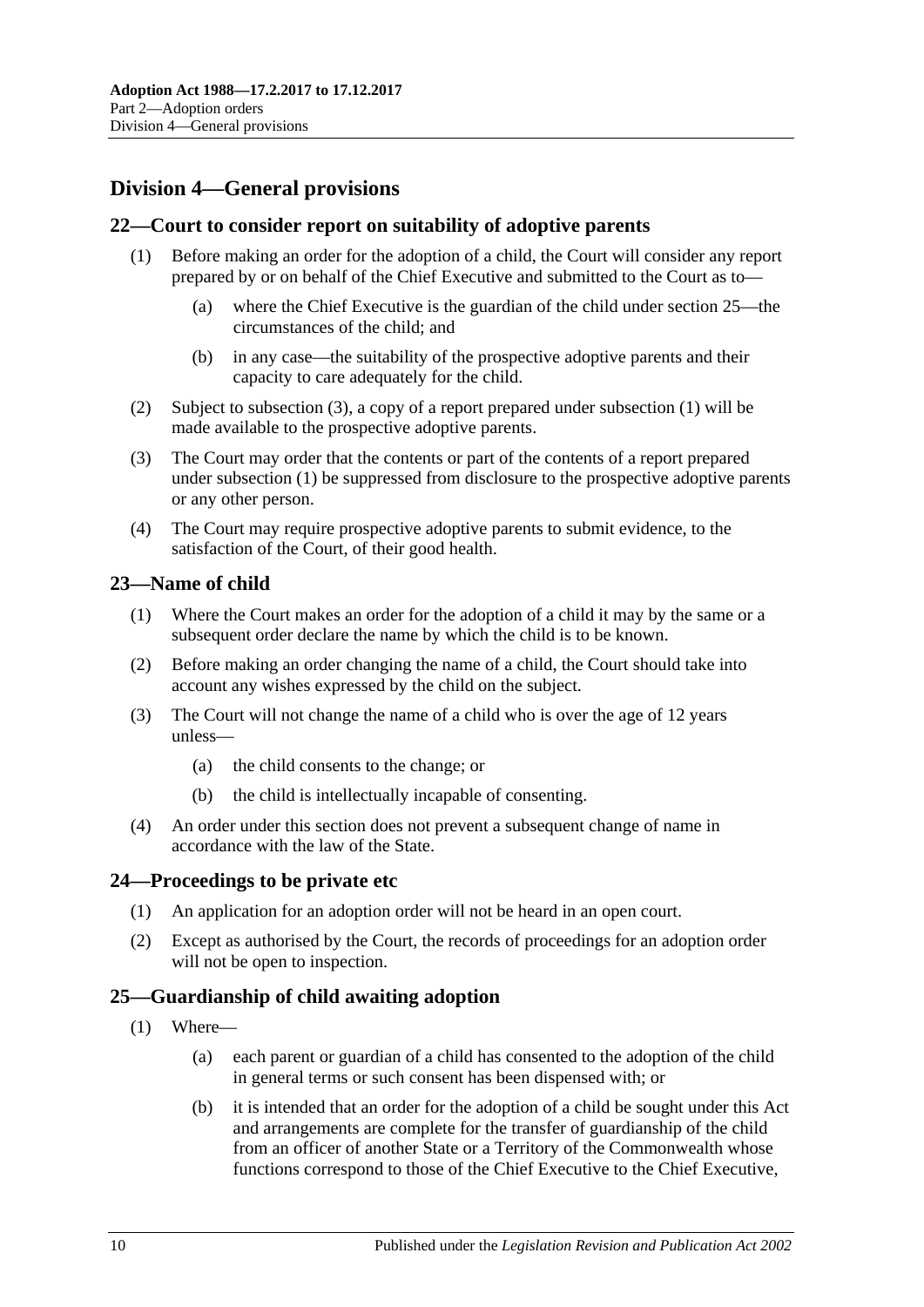## Division 4—General provisions

### 22—Court to consider report on suitability of adoptive parents

(1) Before making an order for the adoption of a child, the Court will consider any report prepared by or on behalf of the Chief Executive and submitted to the Court as to—

(a) where the Chief Executive is the guardian of the child under section 25—the circumstances of the child; and

(b) in any case—the suitability of the prospective adoptive parents and their capacity to care adequately for the child.

(2) Subject to subsection (3), a copy of a report prepared under subsection (1) will be made available to the prospective adoptive parents.

(3) The Court may order that the contents or part of the contents of a report prepared under subsection (1) be suppressed from disclosure to the prospective adoptive parents or any other person.

(4) The Court may require prospective adoptive parents to submit evidence, to the satisfaction of the Court, of their good health.

### 23—Name of child

(1) Where the Court makes an order for the adoption of a child it may by the same or a subsequent order declare the name by which the child is to be known.

(2) Before making an order changing the name of a child, the Court should take into account any wishes expressed by the child on the subject.

(3) The Court will not change the name of a child who is over the age of 12 years unless—

(a) the child consents to the change; or

(b) the child is intellectually incapable of consenting.

(4) An order under this section does not prevent a subsequent change of name in accordance with the law of the State.

### 24—Proceedings to be private etc

(1) An application for an adoption order will not be heard in an open court.

(2) Except as authorised by the Court, the records of proceedings for an adoption order will not be open to inspection.

### 25—Guardianship of child awaiting adoption

(1) Where—

(a) each parent or guardian of a child has consented to the adoption of the child in general terms or such consent has been dispensed with; or

(b) it is intended that an order for the adoption of a child be sought under this Act and arrangements are complete for the transfer of guardianship of the child from an officer of another State or a Territory of the Commonwealth whose functions correspond to those of the Chief Executive to the Chief Executive,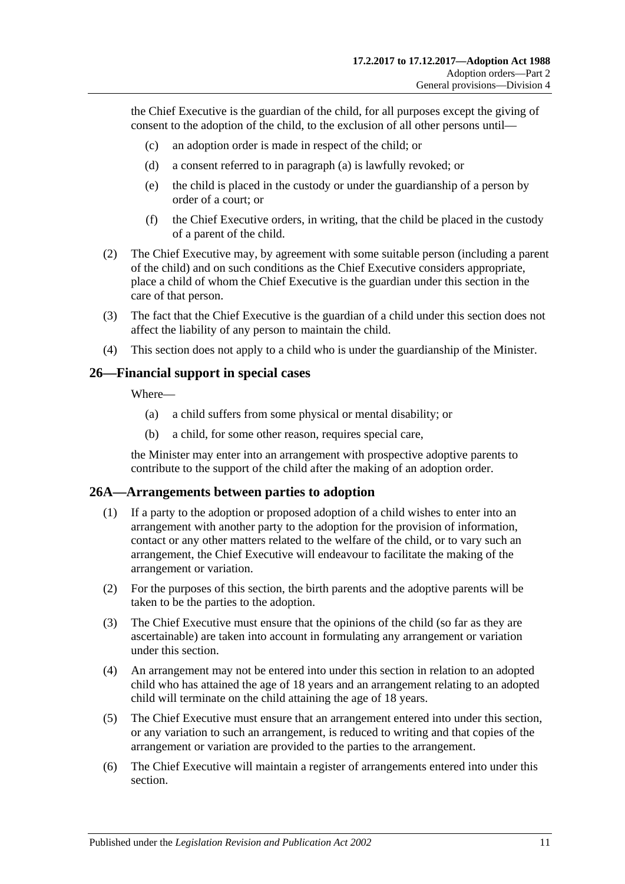the Chief Executive is the guardian of the child, for all purposes except the giving of consent to the adoption of the child, to the exclusion of all other persons until—

(c) an adoption order is made in respect of the child; or

(d) a consent referred to in paragraph (a) is lawfully revoked; or

(e) the child is placed in the custody or under the guardianship of a person by order of a court; or

(f) the Chief Executive orders, in writing, that the child be placed in the custody of a parent of the child.

(2) The Chief Executive may, by agreement with some suitable person (including a parent of the child) and on such conditions as the Chief Executive considers appropriate, place a child of whom the Chief Executive is the guardian under this section in the care of that person.

(3) The fact that the Chief Executive is the guardian of a child under this section does not affect the liability of any person to maintain the child.

(4) This section does not apply to a child who is under the guardianship of the Minister.

## 26—Financial support in special cases

Where—

(a) a child suffers from some physical or mental disability; or

(b) a child, for some other reason, requires special care,

the Minister may enter into an arrangement with prospective adoptive parents to contribute to the support of the child after the making of an adoption order.

## 26A—Arrangements between parties to adoption

(1) If a party to the adoption or proposed adoption of a child wishes to enter into an arrangement with another party to the adoption for the provision of information, contact or any other matters related to the welfare of the child, or to vary such an arrangement, the Chief Executive will endeavour to facilitate the making of the arrangement or variation.

(2) For the purposes of this section, the birth parents and the adoptive parents will be taken to be the parties to the adoption.

(3) The Chief Executive must ensure that the opinions of the child (so far as they are ascertainable) are taken into account in formulating any arrangement or variation under this section.

(4) An arrangement may not be entered into under this section in relation to an adopted child who has attained the age of 18 years and an arrangement relating to an adopted child will terminate on the child attaining the age of 18 years.

(5) The Chief Executive must ensure that an arrangement entered into under this section, or any variation to such an arrangement, is reduced to writing and that copies of the arrangement or variation are provided to the parties to the arrangement.

(6) The Chief Executive will maintain a register of arrangements entered into under this section.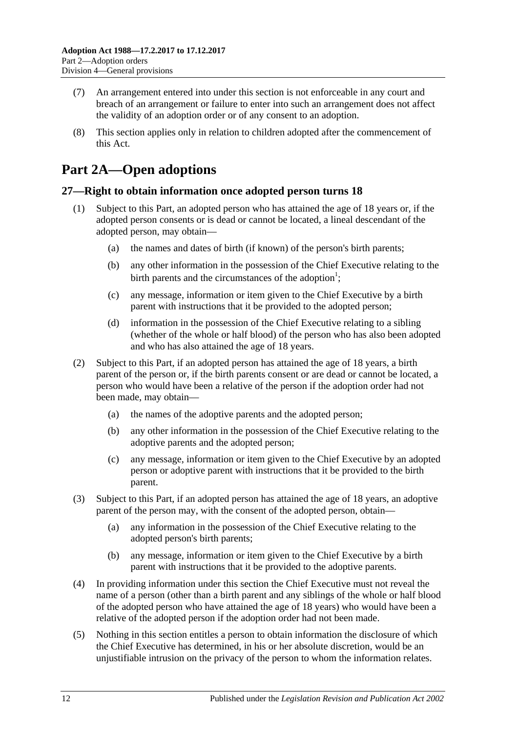(7) An arrangement entered into under this section is not enforceable in any court and breach of an arrangement or failure to enter into such an arrangement does not affect the validity of an adoption order or of any consent to an adoption.

(8) This section applies only in relation to children adopted after the commencement of this Act.

# Part 2A—Open adoptions

## 27—Right to obtain information once adopted person turns 18

(1) Subject to this Part, an adopted person who has attained the age of 18 years or, if the adopted person consents or is dead or cannot be located, a lineal descendant of the adopted person, may obtain—

(a) the names and dates of birth (if known) of the person's birth parents;

(b) any other information in the possession of the Chief Executive relating to the birth parents and the circumstances of the adoption[1];

(c) any message, information or item given to the Chief Executive by a birth parent with instructions that it be provided to the adopted person;

(d) information in the possession of the Chief Executive relating to a sibling (whether of the whole or half blood) of the person who has also been adopted and who has also attained the age of 18 years.

(2) Subject to this Part, if an adopted person has attained the age of 18 years, a birth parent of the person or, if the birth parents consent or are dead or cannot be located, a person who would have been a relative of the person if the adoption order had not been made, may obtain—

(a) the names of the adoptive parents and the adopted person;

(b) any other information in the possession of the Chief Executive relating to the adoptive parents and the adopted person;

(c) any message, information or item given to the Chief Executive by an adopted person or adoptive parent with instructions that it be provided to the birth parent.

(3) Subject to this Part, if an adopted person has attained the age of 18 years, an adoptive parent of the person may, with the consent of the adopted person, obtain—

(a) any information in the possession of the Chief Executive relating to the adopted person's birth parents;

(b) any message, information or item given to the Chief Executive by a birth parent with instructions that it be provided to the adoptive parents.

(4) In providing information under this section the Chief Executive must not reveal the name of a person (other than a birth parent and any siblings of the whole or half blood of the adopted person who have attained the age of 18 years) who would have been a relative of the adopted person if the adoption order had not been made.

(5) Nothing in this section entitles a person to obtain information the disclosure of which the Chief Executive has determined, in his or her absolute discretion, would be an unjustifiable intrusion on the privacy of the person to whom the information relates.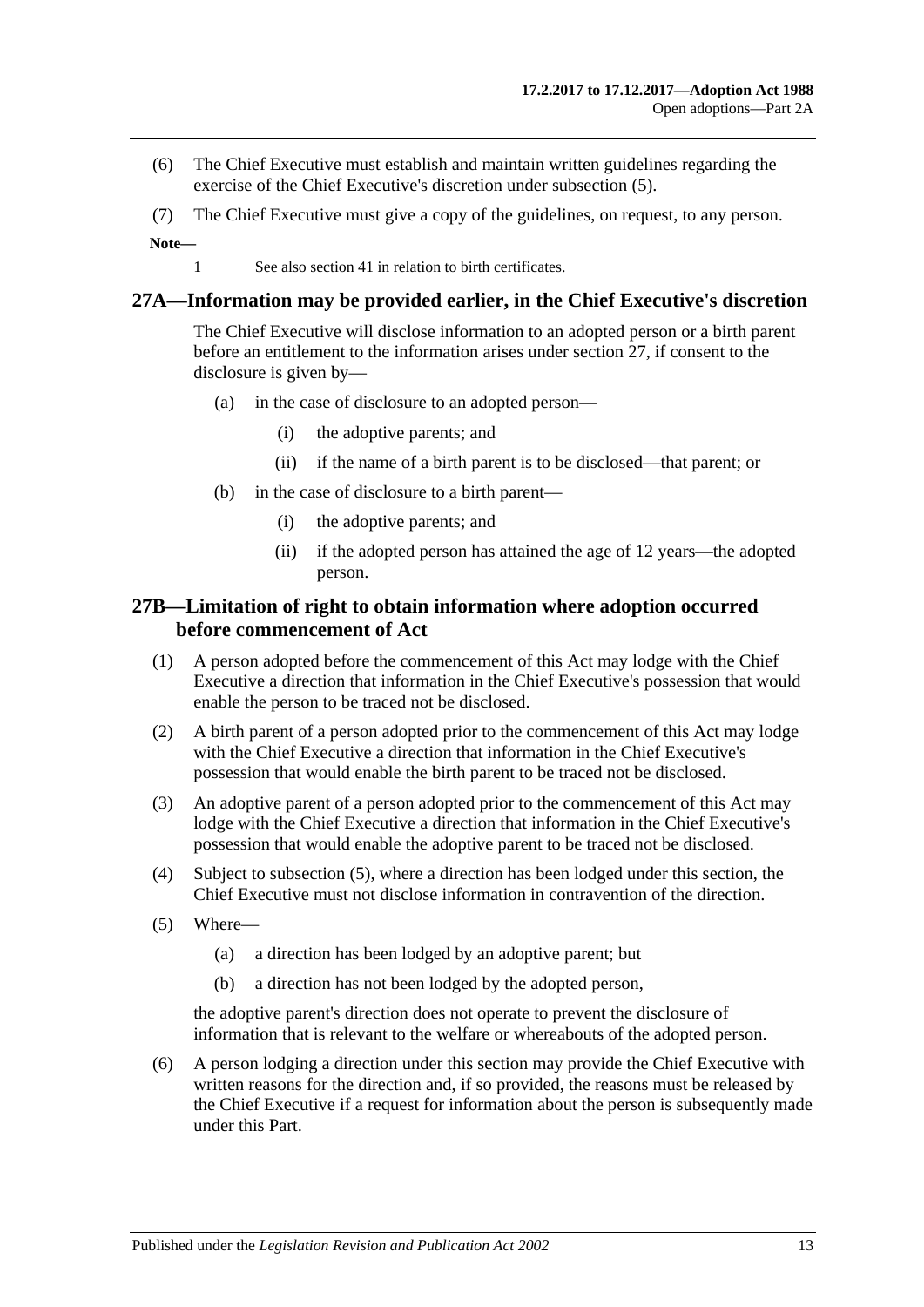(6) The Chief Executive must establish and maintain written guidelines regarding the exercise of the Chief Executive's discretion under subsection (5).

(7) The Chief Executive must give a copy of the guidelines, on request, to any person.

**Note—**

1 See also section 41 in relation to birth certificates.

## 27A—Information may be provided earlier, in the Chief Executive's discretion

The Chief Executive will disclose information to an adopted person or a birth parent before an entitlement to the information arises under section 27, if consent to the disclosure is given by—

- (a) in the case of disclosure to an adopted person—
  - (i) the adoptive parents; and
  - (ii) if the name of a birth parent is to be disclosed—that parent; or
- (b) in the case of disclosure to a birth parent—
  - (i) the adoptive parents; and
  - (ii) if the adopted person has attained the age of 12 years—the adopted person.

## 27B—Limitation of right to obtain information where adoption occurred before commencement of Act

(1) A person adopted before the commencement of this Act may lodge with the Chief Executive a direction that information in the Chief Executive's possession that would enable the person to be traced not be disclosed.

(2) A birth parent of a person adopted prior to the commencement of this Act may lodge with the Chief Executive a direction that information in the Chief Executive's possession that would enable the birth parent to be traced not be disclosed.

(3) An adoptive parent of a person adopted prior to the commencement of this Act may lodge with the Chief Executive a direction that information in the Chief Executive's possession that would enable the adoptive parent to be traced not be disclosed.

(4) Subject to subsection (5), where a direction has been lodged under this section, the Chief Executive must not disclose information in contravention of the direction.

(5) Where—

- (a) a direction has been lodged by an adoptive parent; but
- (b) a direction has not been lodged by the adopted person,

the adoptive parent's direction does not operate to prevent the disclosure of information that is relevant to the welfare or whereabouts of the adopted person.

(6) A person lodging a direction under this section may provide the Chief Executive with written reasons for the direction and, if so provided, the reasons must be released by the Chief Executive if a request for information about the person is subsequently made under this Part.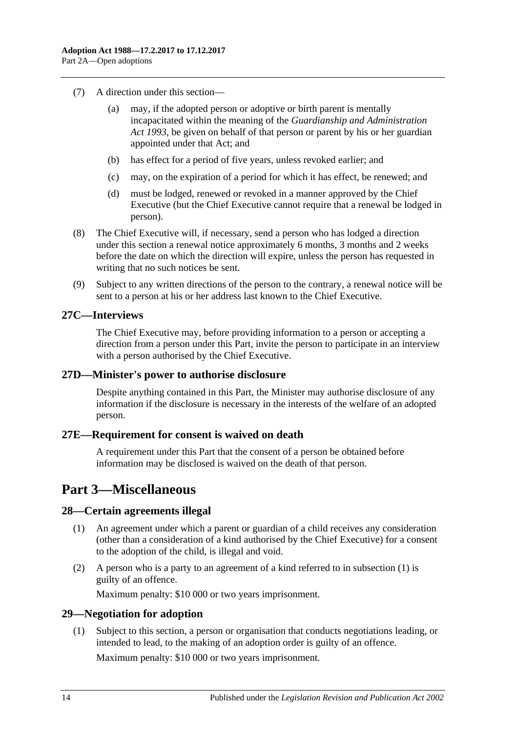(7) A direction under this section—

(a) may, if the adopted person or adoptive or birth parent is mentally incapacitated within the meaning of the *Guardianship and Administration Act 1993*, be given on behalf of that person or parent by his or her guardian appointed under that Act; and

(b) has effect for a period of five years, unless revoked earlier; and

(c) may, on the expiration of a period for which it has effect, be renewed; and

(d) must be lodged, renewed or revoked in a manner approved by the Chief Executive (but the Chief Executive cannot require that a renewal be lodged in person).

(8) The Chief Executive will, if necessary, send a person who has lodged a direction under this section a renewal notice approximately 6 months, 3 months and 2 weeks before the date on which the direction will expire, unless the person has requested in writing that no such notices be sent.

(9) Subject to any written directions of the person to the contrary, a renewal notice will be sent to a person at his or her address last known to the Chief Executive.

### 27C—Interviews

The Chief Executive may, before providing information to a person or accepting a direction from a person under this Part, invite the person to participate in an interview with a person authorised by the Chief Executive.

### 27D—Minister's power to authorise disclosure

Despite anything contained in this Part, the Minister may authorise disclosure of any information if the disclosure is necessary in the interests of the welfare of an adopted person.

### 27E—Requirement for consent is waived on death

A requirement under this Part that the consent of a person be obtained before information may be disclosed is waived on the death of that person.

## Part 3—Miscellaneous

### 28—Certain agreements illegal

(1) An agreement under which a parent or guardian of a child receives any consideration (other than a consideration of a kind authorised by the Chief Executive) for a consent to the adoption of the child, is illegal and void.

(2) A person who is a party to an agreement of a kind referred to in subsection (1) is guilty of an offence.

Maximum penalty: $10 000 or two years imprisonment.

### 29—Negotiation for adoption

(1) Subject to this section, a person or organisation that conducts negotiations leading, or intended to lead, to the making of an adoption order is guilty of an offence.

Maximum penalty: $10 000 or two years imprisonment.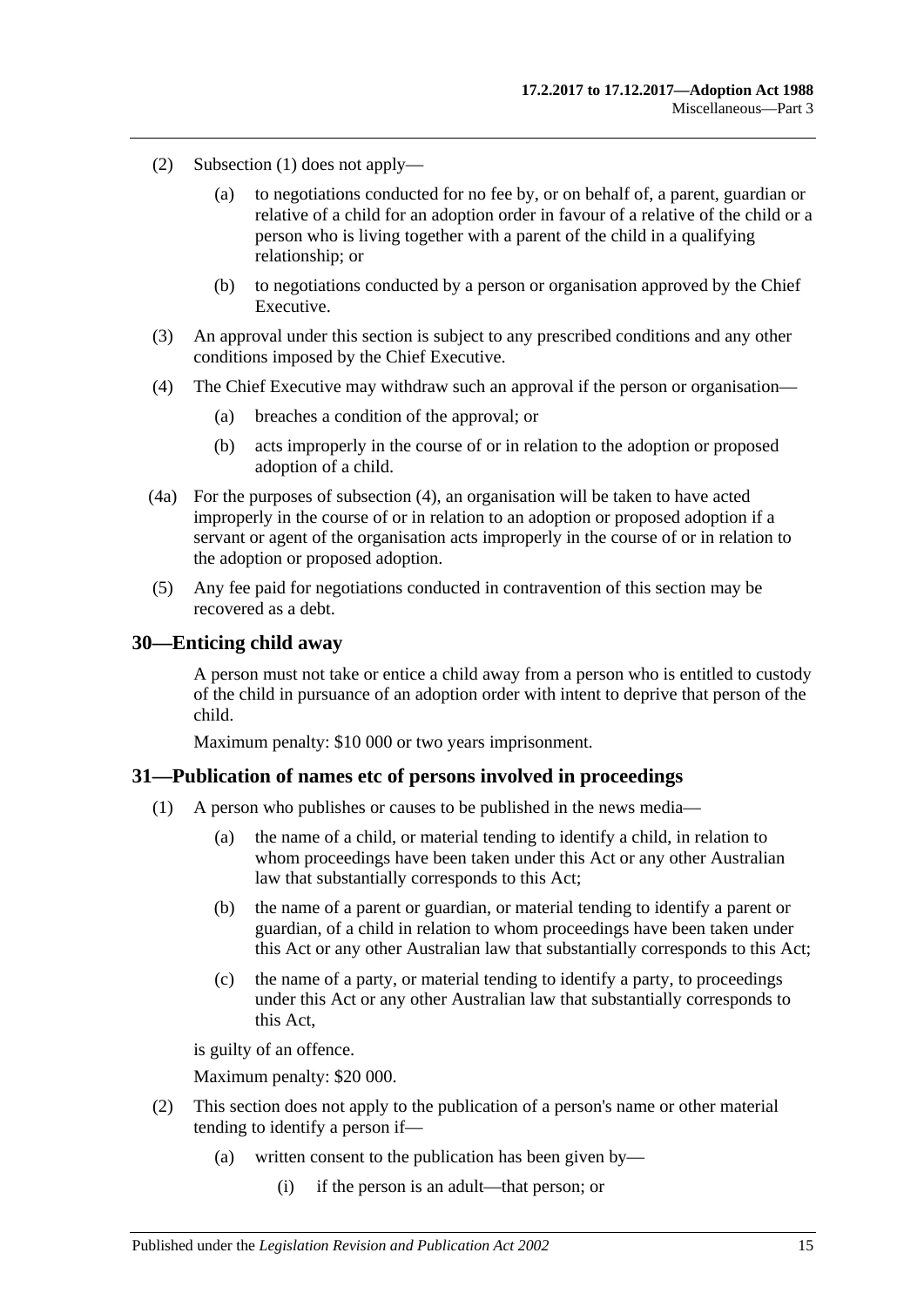(2) Subsection (1) does not apply—

(a) to negotiations conducted for no fee by, or on behalf of, a parent, guardian or relative of a child for an adoption order in favour of a relative of the child or a person who is living together with a parent of the child in a qualifying relationship; or

(b) to negotiations conducted by a person or organisation approved by the Chief Executive.

(3) An approval under this section is subject to any prescribed conditions and any other conditions imposed by the Chief Executive.

(4) The Chief Executive may withdraw such an approval if the person or organisation—

(a) breaches a condition of the approval; or

(b) acts improperly in the course of or in relation to the adoption or proposed adoption of a child.

(4a) For the purposes of subsection (4), an organisation will be taken to have acted improperly in the course of or in relation to an adoption or proposed adoption if a servant or agent of the organisation acts improperly in the course of or in relation to the adoption or proposed adoption.

(5) Any fee paid for negotiations conducted in contravention of this section may be recovered as a debt.

## 30—Enticing child away

A person must not take or entice a child away from a person who is entitled to custody of the child in pursuance of an adoption order with intent to deprive that person of the child.

Maximum penalty: $10 000 or two years imprisonment.

## 31—Publication of names etc of persons involved in proceedings

(1) A person who publishes or causes to be published in the news media—

(a) the name of a child, or material tending to identify a child, in relation to whom proceedings have been taken under this Act or any other Australian law that substantially corresponds to this Act;

(b) the name of a parent or guardian, or material tending to identify a parent or guardian, of a child in relation to whom proceedings have been taken under this Act or any other Australian law that substantially corresponds to this Act;

(c) the name of a party, or material tending to identify a party, to proceedings under this Act or any other Australian law that substantially corresponds to this Act,

is guilty of an offence.

Maximum penalty: $20 000.

(2) This section does not apply to the publication of a person's name or other material tending to identify a person if—

(a) written consent to the publication has been given by—

(i) if the person is an adult—that person; or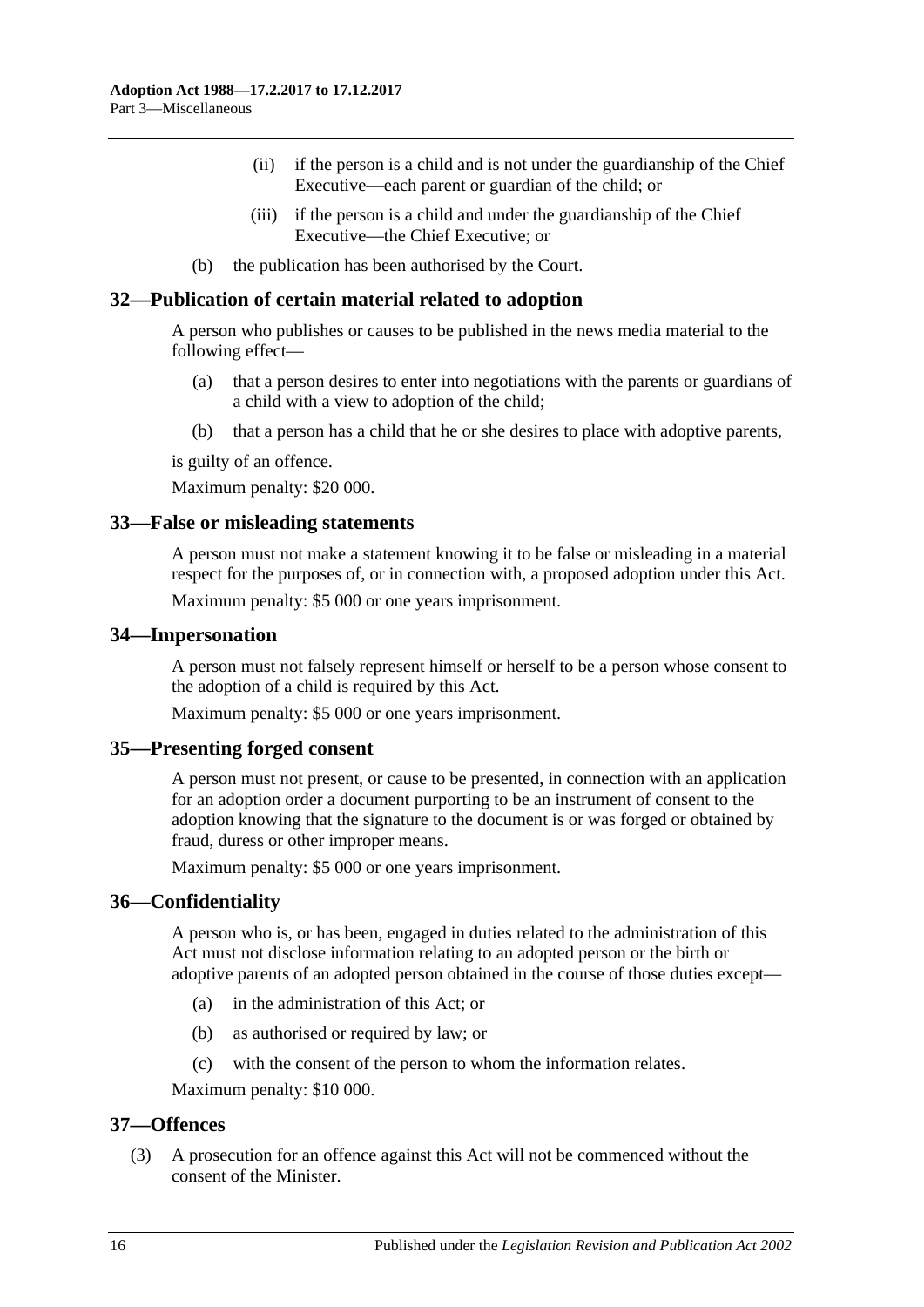(ii) if the person is a child and is not under the guardianship of the Chief Executive—each parent or guardian of the child; or

(iii) if the person is a child and under the guardianship of the Chief Executive—the Chief Executive; or

(b) the publication has been authorised by the Court.

## 32—Publication of certain material related to adoption

A person who publishes or causes to be published in the news media material to the following effect—

(a) that a person desires to enter into negotiations with the parents or guardians of a child with a view to adoption of the child;

(b) that a person has a child that he or she desires to place with adoptive parents,

is guilty of an offence.

Maximum penalty: $20 000.

## 33—False or misleading statements

A person must not make a statement knowing it to be false or misleading in a material respect for the purposes of, or in connection with, a proposed adoption under this Act.

Maximum penalty: $5 000 or one years imprisonment.

## 34—Impersonation

A person must not falsely represent himself or herself to be a person whose consent to the adoption of a child is required by this Act.

Maximum penalty: $5 000 or one years imprisonment.

## 35—Presenting forged consent

A person must not present, or cause to be presented, in connection with an application for an adoption order a document purporting to be an instrument of consent to the adoption knowing that the signature to the document is or was forged or obtained by fraud, duress or other improper means.

Maximum penalty: $5 000 or one years imprisonment.

## 36—Confidentiality

A person who is, or has been, engaged in duties related to the administration of this Act must not disclose information relating to an adopted person or the birth or adoptive parents of an adopted person obtained in the course of those duties except—

(a) in the administration of this Act; or

(b) as authorised or required by law; or

(c) with the consent of the person to whom the information relates.

Maximum penalty: $10 000.

## 37—Offences

(3) A prosecution for an offence against this Act will not be commenced without the consent of the Minister.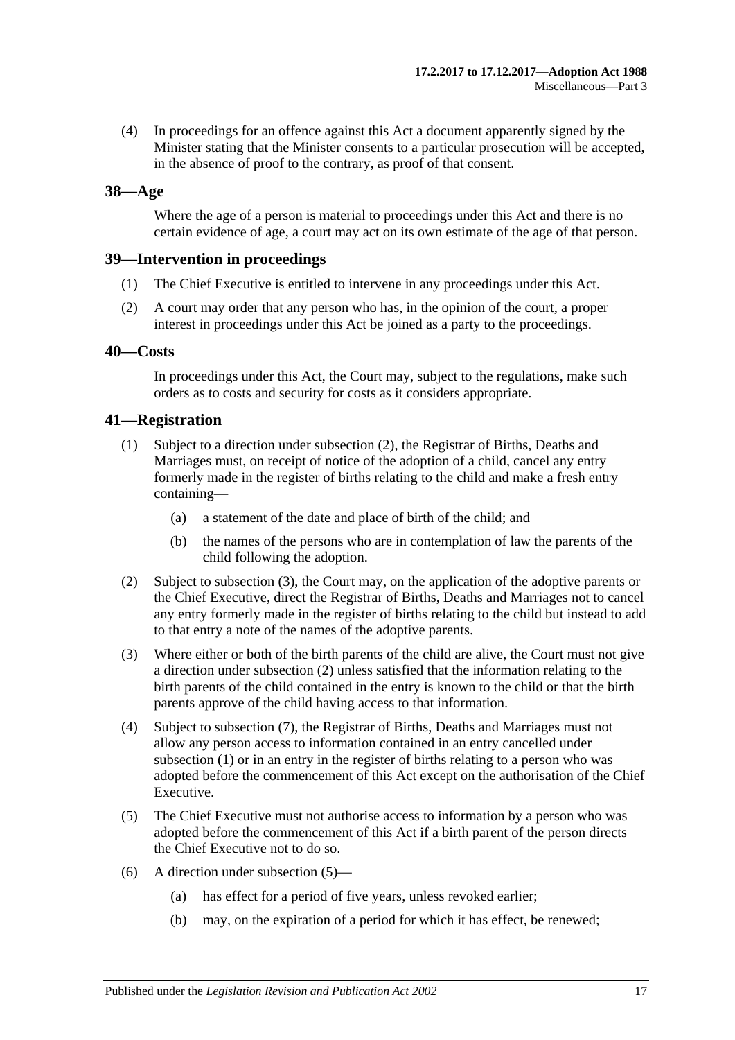(4) In proceedings for an offence against this Act a document apparently signed by the Minister stating that the Minister consents to a particular prosecution will be accepted, in the absence of proof to the contrary, as proof of that consent.

## 38—Age

Where the age of a person is material to proceedings under this Act and there is no certain evidence of age, a court may act on its own estimate of the age of that person.

## 39—Intervention in proceedings

(1) The Chief Executive is entitled to intervene in any proceedings under this Act.

(2) A court may order that any person who has, in the opinion of the court, a proper interest in proceedings under this Act be joined as a party to the proceedings.

## 40—Costs

In proceedings under this Act, the Court may, subject to the regulations, make such orders as to costs and security for costs as it considers appropriate.

## 41—Registration

(1) Subject to a direction under subsection (2), the Registrar of Births, Deaths and Marriages must, on receipt of notice of the adoption of a child, cancel any entry formerly made in the register of births relating to the child and make a fresh entry containing—

- (a) a statement of the date and place of birth of the child; and
- (b) the names of the persons who are in contemplation of law the parents of the child following the adoption.

(2) Subject to subsection (3), the Court may, on the application of the adoptive parents or the Chief Executive, direct the Registrar of Births, Deaths and Marriages not to cancel any entry formerly made in the register of births relating to the child but instead to add to that entry a note of the names of the adoptive parents.

(3) Where either or both of the birth parents of the child are alive, the Court must not give a direction under subsection (2) unless satisfied that the information relating to the birth parents of the child contained in the entry is known to the child or that the birth parents approve of the child having access to that information.

(4) Subject to subsection (7), the Registrar of Births, Deaths and Marriages must not allow any person access to information contained in an entry cancelled under subsection (1) or in an entry in the register of births relating to a person who was adopted before the commencement of this Act except on the authorisation of the Chief Executive.

(5) The Chief Executive must not authorise access to information by a person who was adopted before the commencement of this Act if a birth parent of the person directs the Chief Executive not to do so.

(6) A direction under subsection (5)—

- (a) has effect for a period of five years, unless revoked earlier;
- (b) may, on the expiration of a period for which it has effect, be renewed;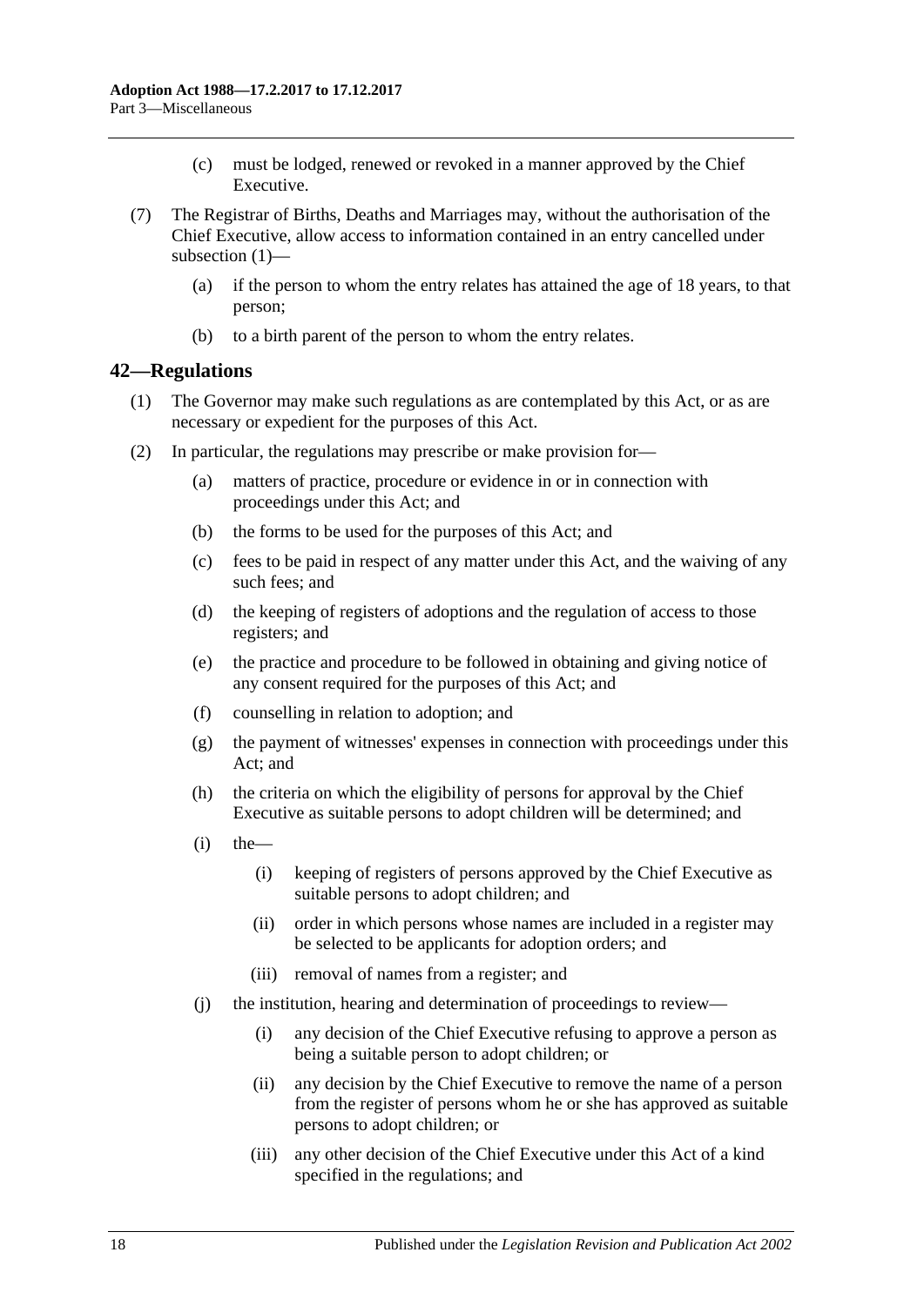(c) must be lodged, renewed or revoked in a manner approved by the Chief Executive.

(7) The Registrar of Births, Deaths and Marriages may, without the authorisation of the Chief Executive, allow access to information contained in an entry cancelled under subsection (1)—

(a) if the person to whom the entry relates has attained the age of 18 years, to that person;

(b) to a birth parent of the person to whom the entry relates.

## 42—Regulations

(1) The Governor may make such regulations as are contemplated by this Act, or as are necessary or expedient for the purposes of this Act.

(2) In particular, the regulations may prescribe or make provision for—

(a) matters of practice, procedure or evidence in or in connection with proceedings under this Act; and

(b) the forms to be used for the purposes of this Act; and

(c) fees to be paid in respect of any matter under this Act, and the waiving of any such fees; and

(d) the keeping of registers of adoptions and the regulation of access to those registers; and

(e) the practice and procedure to be followed in obtaining and giving notice of any consent required for the purposes of this Act; and

(f) counselling in relation to adoption; and

(g) the payment of witnesses' expenses in connection with proceedings under this Act; and

(h) the criteria on which the eligibility of persons for approval by the Chief Executive as suitable persons to adopt children will be determined; and

(i) the—

(i) keeping of registers of persons approved by the Chief Executive as suitable persons to adopt children; and

(ii) order in which persons whose names are included in a register may be selected to be applicants for adoption orders; and

(iii) removal of names from a register; and

(j) the institution, hearing and determination of proceedings to review—

(i) any decision of the Chief Executive refusing to approve a person as being a suitable person to adopt children; or

(ii) any decision by the Chief Executive to remove the name of a person from the register of persons whom he or she has approved as suitable persons to adopt children; or

(iii) any other decision of the Chief Executive under this Act of a kind specified in the regulations; and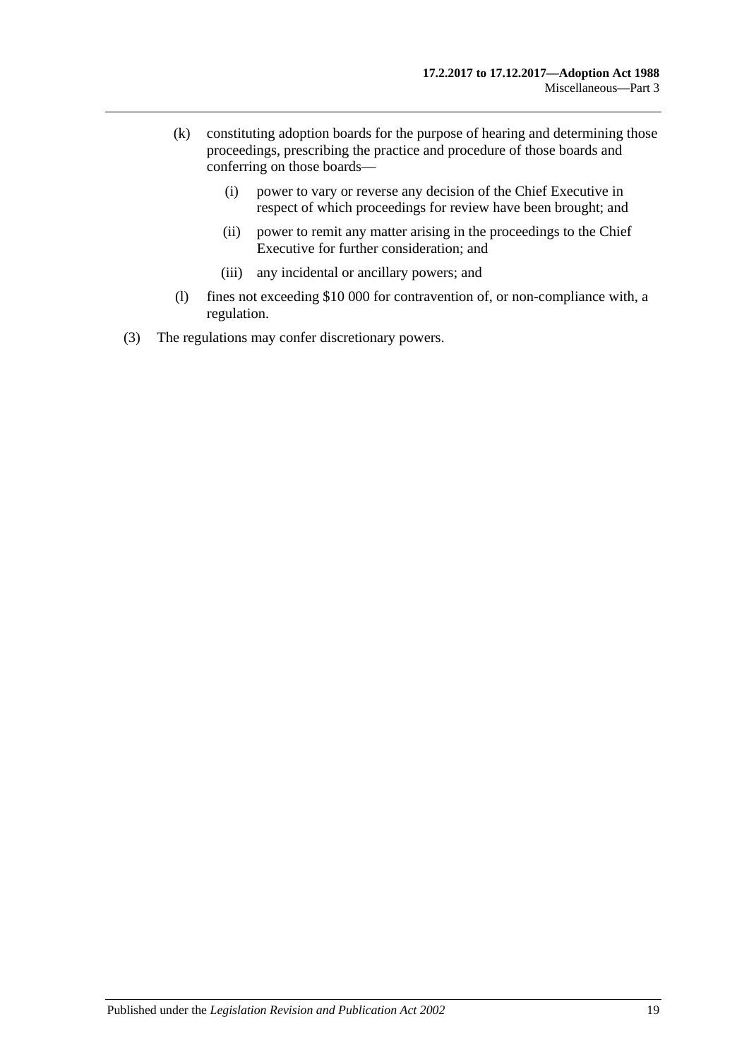(k) constituting adoption boards for the purpose of hearing and determining those proceedings, prescribing the practice and procedure of those boards and conferring on those boards—

  (i) power to vary or reverse any decision of the Chief Executive in respect of which proceedings for review have been brought; and

  (ii) power to remit any matter arising in the proceedings to the Chief Executive for further consideration; and

  (iii) any incidental or ancillary powers; and

(l) fines not exceeding $10 000 for contravention of, or non-compliance with, a regulation.

(3) The regulations may confer discretionary powers.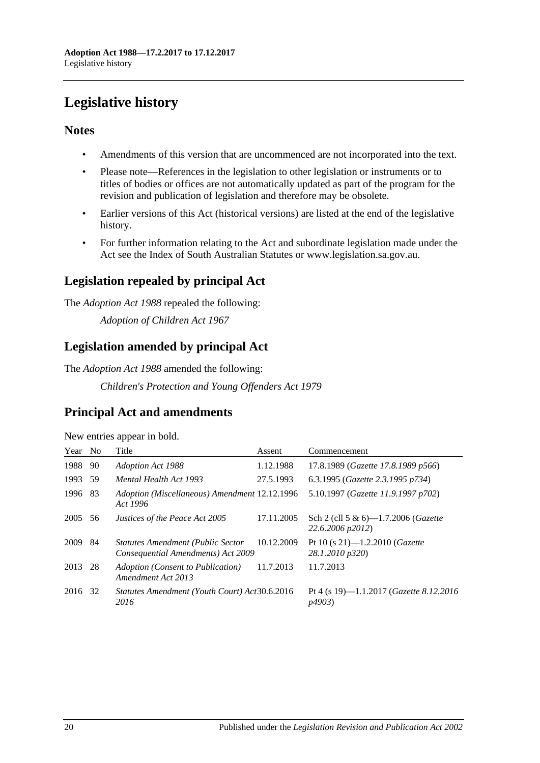# Legislative history

## Notes

- Amendments of this version that are uncommenced are not incorporated into the text.
- Please note—References in the legislation to other legislation or instruments or to titles of bodies or offices are not automatically updated as part of the program for the revision and publication of legislation and therefore may be obsolete.
- Earlier versions of this Act (historical versions) are listed at the end of the legislative history.
- For further information relating to the Act and subordinate legislation made under the Act see the Index of South Australian Statutes or www.legislation.sa.gov.au.

## Legislation repealed by principal Act

The *Adoption Act 1988* repealed the following:

*Adoption of Children Act 1967*

## Legislation amended by principal Act

The *Adoption Act 1988* amended the following:

*Children's Protection and Young Offenders Act 1979*

## Principal Act and amendments

New entries appear in bold.

| Year | No | Title | Assent | Commencement |
|---|---|---|---|---|
| 1988 | 90 | *Adoption Act 1988* | 1.12.1988 | 17.8.1989 (*Gazette 17.8.1989 p566*) |
| 1993 | 59 | *Mental Health Act 1993* | 27.5.1993 | 6.3.1995 (*Gazette 2.3.1995 p734*) |
| 1996 | 83 | *Adoption (Miscellaneous) Amendment Act 1996* | 12.12.1996 | 5.10.1997 (*Gazette 11.9.1997 p702*) |
| 2005 | 56 | *Justices of the Peace Act 2005* | 17.11.2005 | Sch 2 (cll 5 & 6)—1.7.2006 (*Gazette 22.6.2006 p2012*) |
| 2009 | 84 | *Statutes Amendment (Public Sector Consequential Amendments) Act 2009* | 10.12.2009 | Pt 10 (s 21)—1.2.2010 (*Gazette 28.1.2010 p320*) |
| 2013 | 28 | *Adoption (Consent to Publication) Amendment Act 2013* | 11.7.2013 | 11.7.2013 |
| 2016 | 32 | *Statutes Amendment (Youth Court) Act 2016* | 30.6.2016 | Pt 4 (s 19)—1.1.2017 (*Gazette 8.12.2016 p4903*) |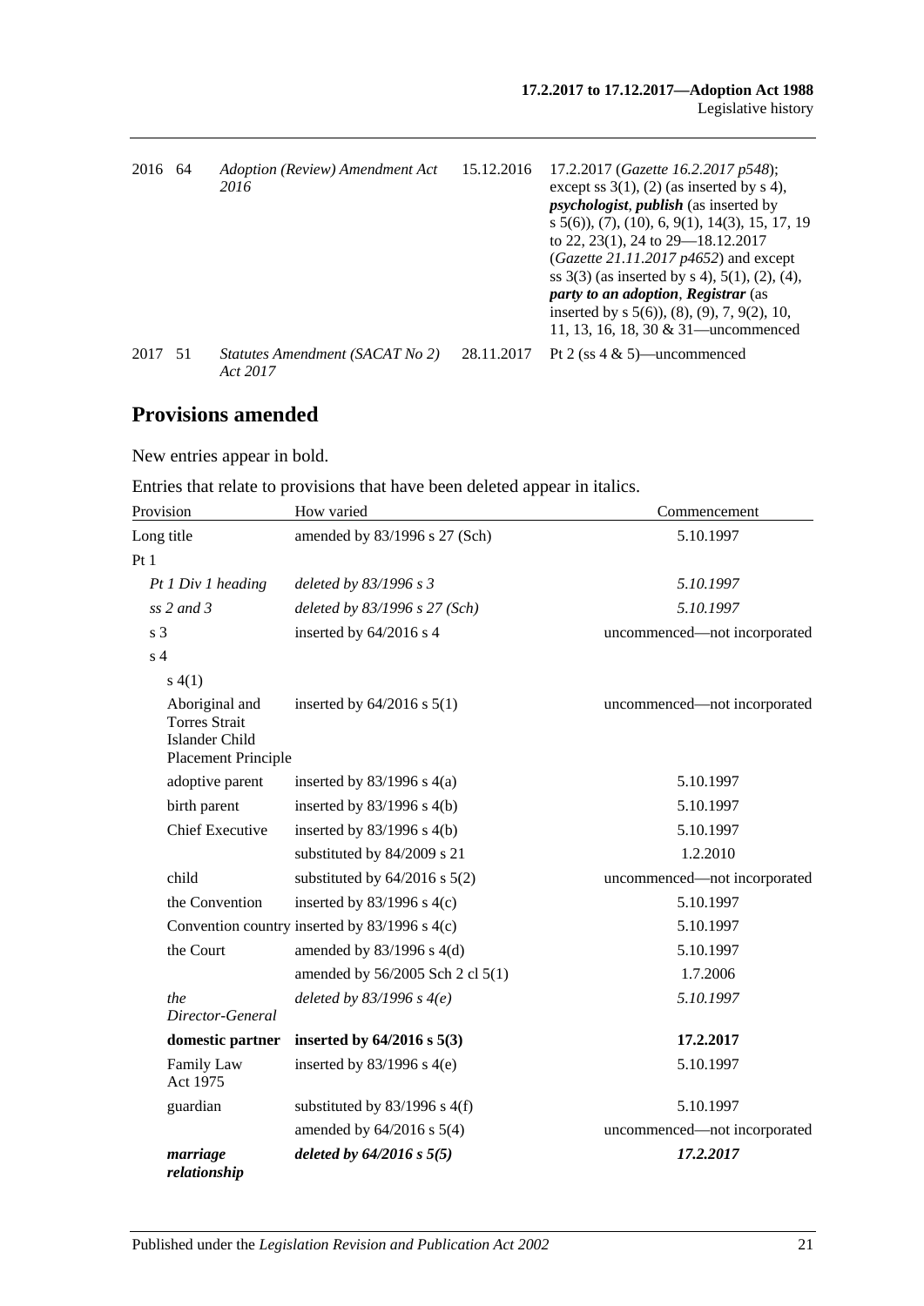| | | | | |
|---|---|---|---|---|
| 2016 | 64 | *Adoption (Review) Amendment Act 2016* | 15.12.2016 | 17.2.2017 (*Gazette 16.2.2017 p548*); except ss 3(1), (2) (as inserted by s 4), ***psychologist***, ***publish*** (as inserted by s 5(6)), (7), (10), 6, 9(1), 14(3), 15, 17, 19 to 22, 23(1), 24 to 29—18.12.2017 (*Gazette 21.11.2017 p4652*) and except ss 3(3) (as inserted by s 4), 5(1), (2), (4), ***party to an adoption***, ***Registrar*** (as inserted by s 5(6)), (8), (9), 7, 9(2), 10, 11, 13, 16, 18, 30 & 31—uncommenced |
| 2017 | 51 | *Statutes Amendment (SACAT No 2) Act 2017* | 28.11.2017 | Pt 2 (ss 4 & 5)—uncommenced |

## Provisions amended

New entries appear in bold.

Entries that relate to provisions that have been deleted appear in italics.

| Provision | How varied | Commencement |
|---|---|---|
| Long title | amended by 83/1996 s 27 (Sch) | 5.10.1997 |
| Pt 1 | | |
| *Pt 1 Div 1 heading* | *deleted by 83/1996 s 3* | *5.10.1997* |
| *ss 2 and 3* | *deleted by 83/1996 s 27 (Sch)* | *5.10.1997* |
| s 3 | inserted by 64/2016 s 4 | uncommenced—not incorporated |
| s 4 | | |
| s 4(1) | | |
| Aboriginal and Torres Strait Islander Child Placement Principle | inserted by 64/2016 s 5(1) | uncommenced—not incorporated |
| adoptive parent | inserted by 83/1996 s 4(a) | 5.10.1997 |
| birth parent | inserted by 83/1996 s 4(b) | 5.10.1997 |
| Chief Executive | inserted by 83/1996 s 4(b) | 5.10.1997 |
| | substituted by 84/2009 s 21 | 1.2.2010 |
| child | substituted by 64/2016 s 5(2) | uncommenced—not incorporated |
| the Convention | inserted by 83/1996 s 4(c) | 5.10.1997 |
| Convention country | inserted by 83/1996 s 4(c) | 5.10.1997 |
| the Court | amended by 83/1996 s 4(d) | 5.10.1997 |
| | amended by 56/2005 Sch 2 cl 5(1) | 1.7.2006 |
| *the Director-General* | *deleted by 83/1996 s 4(e)* | *5.10.1997* |
| **domestic partner** | **inserted by 64/2016 s 5(3)** | **17.2.2017** |
| Family Law Act 1975 | inserted by 83/1996 s 4(e) | 5.10.1997 |
| guardian | substituted by 83/1996 s 4(f) | 5.10.1997 |
| | amended by 64/2016 s 5(4) | uncommenced—not incorporated |
| ***marriage relationship*** | ***deleted by 64/2016 s 5(5)*** | ***17.2.2017*** |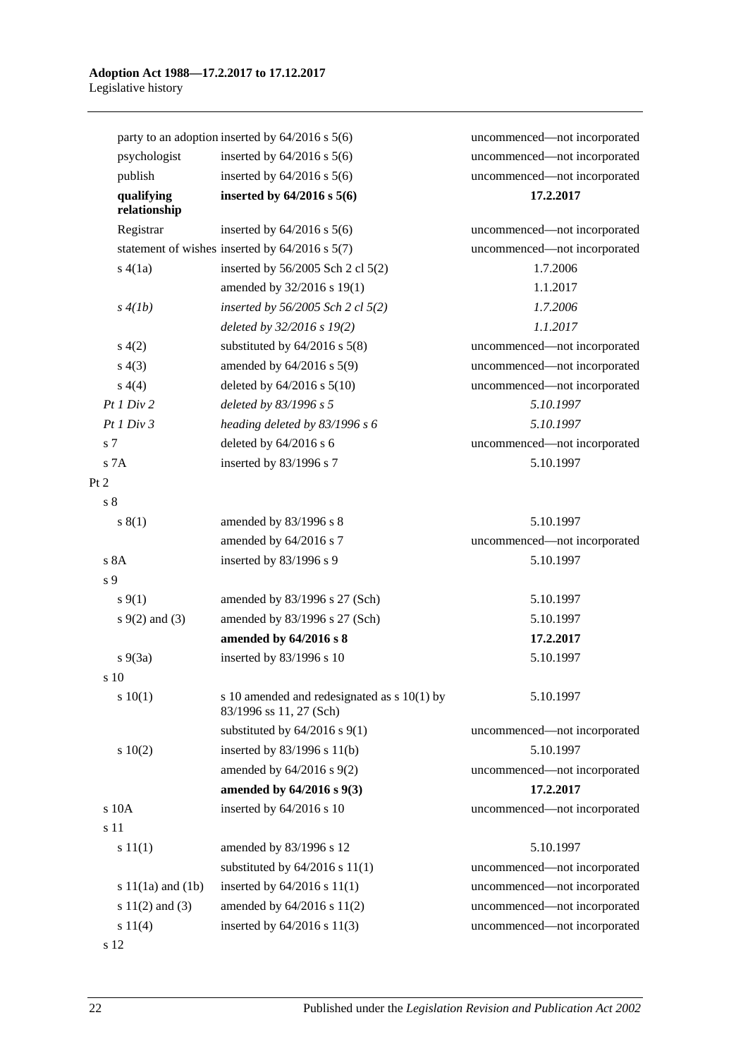| Provision | How varied | Commencement |
|---|---|---|
| party to an adoption | inserted by 64/2016 s 5(6) | uncommenced—not incorporated |
| psychologist | inserted by 64/2016 s 5(6) | uncommenced—not incorporated |
| publish | inserted by 64/2016 s 5(6) | uncommenced—not incorporated |
| **qualifying relationship** | **inserted by 64/2016 s 5(6)** | **17.2.2017** |
| Registrar | inserted by 64/2016 s 5(6) | uncommenced—not incorporated |
| statement of wishes | inserted by 64/2016 s 5(7) | uncommenced—not incorporated |
| s 4(1a) | inserted by 56/2005 Sch 2 cl 5(2) | 1.7.2006 |
| | amended by 32/2016 s 19(1) | 1.1.2017 |
| *s 4(1b)* | *inserted by 56/2005 Sch 2 cl 5(2)* | *1.7.2006* |
| | *deleted by 32/2016 s 19(2)* | *1.1.2017* |
| s 4(2) | substituted by 64/2016 s 5(8) | uncommenced—not incorporated |
| s 4(3) | amended by 64/2016 s 5(9) | uncommenced—not incorporated |
| s 4(4) | deleted by 64/2016 s 5(10) | uncommenced—not incorporated |
| *Pt 1 Div 2* | *deleted by 83/1996 s 5* | *5.10.1997* |
| *Pt 1 Div 3* | *heading deleted by 83/1996 s 6* | *5.10.1997* |
| s 7 | deleted by 64/2016 s 6 | uncommenced—not incorporated |
| s 7A | inserted by 83/1996 s 7 | 5.10.1997 |
| Pt 2 | | |
| s 8 | | |
| s 8(1) | amended by 83/1996 s 8 | 5.10.1997 |
| | amended by 64/2016 s 7 | uncommenced—not incorporated |
| s 8A | inserted by 83/1996 s 9 | 5.10.1997 |
| s 9 | | |
| s 9(1) | amended by 83/1996 s 27 (Sch) | 5.10.1997 |
| s 9(2) and (3) | amended by 83/1996 s 27 (Sch) | 5.10.1997 |
| | **amended by 64/2016 s 8** | **17.2.2017** |
| s 9(3a) | inserted by 83/1996 s 10 | 5.10.1997 |
| s 10 | | |
| s 10(1) | s 10 amended and redesignated as s 10(1) by 83/1996 ss 11, 27 (Sch) | 5.10.1997 |
| | substituted by 64/2016 s 9(1) | uncommenced—not incorporated |
| s 10(2) | inserted by 83/1996 s 11(b) | 5.10.1997 |
| | amended by 64/2016 s 9(2) | uncommenced—not incorporated |
| | **amended by 64/2016 s 9(3)** | **17.2.2017** |
| s 10A | inserted by 64/2016 s 10 | uncommenced—not incorporated |
| s 11 | | |
| s 11(1) | amended by 83/1996 s 12 | 5.10.1997 |
| | substituted by 64/2016 s 11(1) | uncommenced—not incorporated |
| s 11(1a) and (1b) | inserted by 64/2016 s 11(1) | uncommenced—not incorporated |
| s 11(2) and (3) | amended by 64/2016 s 11(2) | uncommenced—not incorporated |
| s 11(4) | inserted by 64/2016 s 11(3) | uncommenced—not incorporated |
| s 12 | | |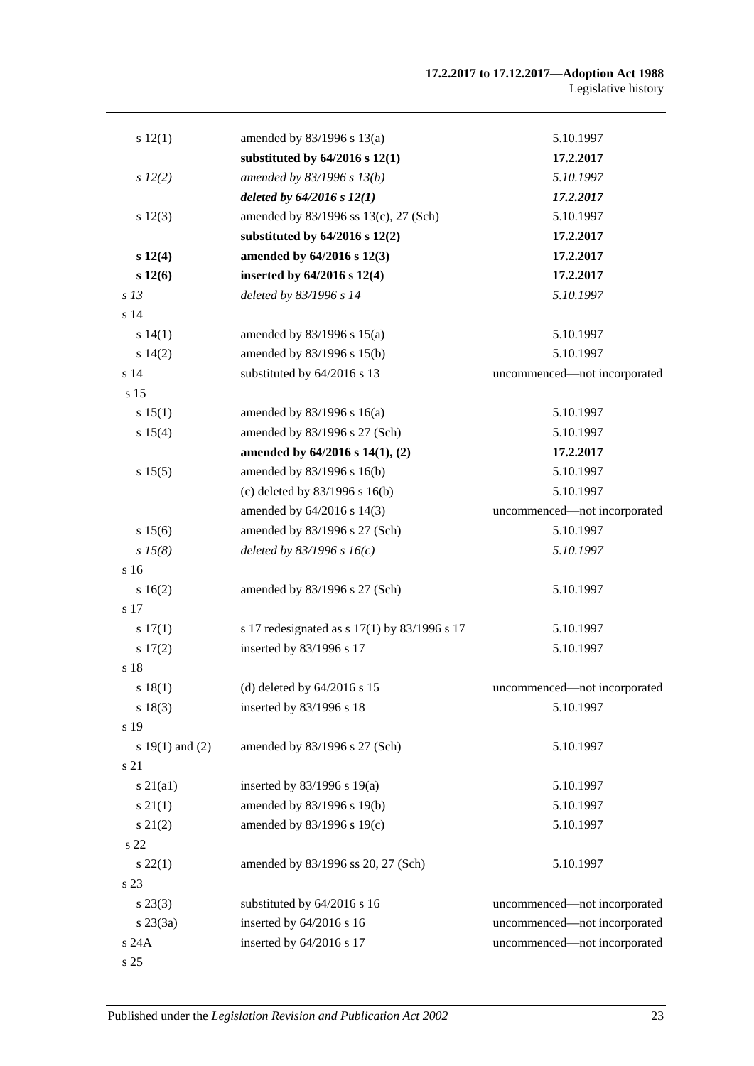| | | |
|---|---|---|
| s 12(1) | amended by 83/1996 s 13(a) | 5.10.1997 |
| | **substituted by 64/2016 s 12(1)** | **17.2.2017** |
| *s 12(2)* | *amended by 83/1996 s 13(b)* | *5.10.1997* |
| | ***deleted by 64/2016 s 12(1)*** | ***17.2.2017*** |
| s 12(3) | amended by 83/1996 ss 13(c), 27 (Sch) | 5.10.1997 |
| | **substituted by 64/2016 s 12(2)** | **17.2.2017** |
| **s 12(4)** | **amended by 64/2016 s 12(3)** | **17.2.2017** |
| **s 12(6)** | **inserted by 64/2016 s 12(4)** | **17.2.2017** |
| *s 13* | *deleted by 83/1996 s 14* | *5.10.1997* |
| s 14 | | |
| s 14(1) | amended by 83/1996 s 15(a) | 5.10.1997 |
| s 14(2) | amended by 83/1996 s 15(b) | 5.10.1997 |
| s 14 | substituted by 64/2016 s 13 | uncommenced—not incorporated |
| s 15 | | |
| s 15(1) | amended by 83/1996 s 16(a) | 5.10.1997 |
| s 15(4) | amended by 83/1996 s 27 (Sch) | 5.10.1997 |
| | **amended by 64/2016 s 14(1), (2)** | **17.2.2017** |
| s 15(5) | amended by 83/1996 s 16(b) | 5.10.1997 |
| | (c) deleted by 83/1996 s 16(b) | 5.10.1997 |
| | amended by 64/2016 s 14(3) | uncommenced—not incorporated |
| s 15(6) | amended by 83/1996 s 27 (Sch) | 5.10.1997 |
| *s 15(8)* | *deleted by 83/1996 s 16(c)* | *5.10.1997* |
| s 16 | | |
| s 16(2) | amended by 83/1996 s 27 (Sch) | 5.10.1997 |
| s 17 | | |
| s 17(1) | s 17 redesignated as s 17(1) by 83/1996 s 17 | 5.10.1997 |
| s 17(2) | inserted by 83/1996 s 17 | 5.10.1997 |
| s 18 | | |
| s 18(1) | (d) deleted by 64/2016 s 15 | uncommenced—not incorporated |
| s 18(3) | inserted by 83/1996 s 18 | 5.10.1997 |
| s 19 | | |
| s 19(1) and (2) | amended by 83/1996 s 27 (Sch) | 5.10.1997 |
| s 21 | | |
| s 21(a1) | inserted by 83/1996 s 19(a) | 5.10.1997 |
| s 21(1) | amended by 83/1996 s 19(b) | 5.10.1997 |
| s 21(2) | amended by 83/1996 s 19(c) | 5.10.1997 |
| s 22 | | |
| s 22(1) | amended by 83/1996 ss 20, 27 (Sch) | 5.10.1997 |
| s 23 | | |
| s 23(3) | substituted by 64/2016 s 16 | uncommenced—not incorporated |
| s 23(3a) | inserted by 64/2016 s 16 | uncommenced—not incorporated |
| s 24A | inserted by 64/2016 s 17 | uncommenced—not incorporated |
| s 25 | | |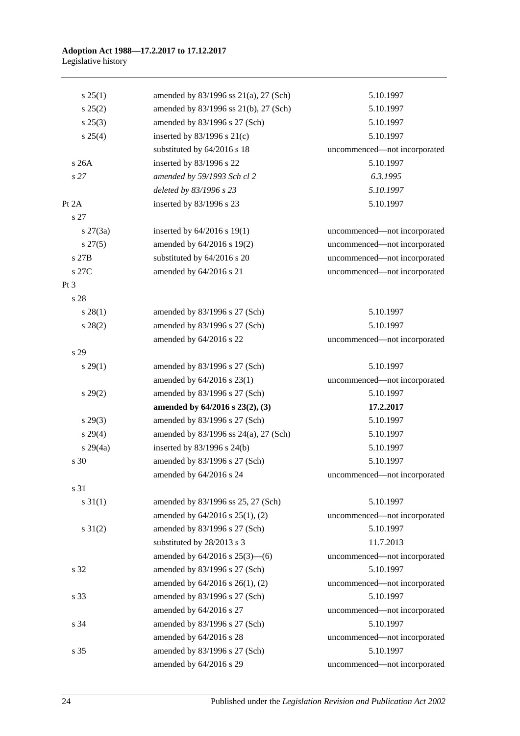| | | |
|---|---|---|
| s 25(1) | amended by 83/1996 ss 21(a), 27 (Sch) | 5.10.1997 |
| s 25(2) | amended by 83/1996 ss 21(b), 27 (Sch) | 5.10.1997 |
| s 25(3) | amended by 83/1996 s 27 (Sch) | 5.10.1997 |
| s 25(4) | inserted by 83/1996 s 21(c) | 5.10.1997 |
| | substituted by 64/2016 s 18 | uncommenced—not incorporated |
| s 26A | inserted by 83/1996 s 22 | 5.10.1997 |
| *s 27* | *amended by 59/1993 Sch cl 2* | *6.3.1995* |
| | *deleted by 83/1996 s 23* | *5.10.1997* |
| Pt 2A | inserted by 83/1996 s 23 | 5.10.1997 |
| s 27 | | |
| s 27(3a) | inserted by 64/2016 s 19(1) | uncommenced—not incorporated |
| s 27(5) | amended by 64/2016 s 19(2) | uncommenced—not incorporated |
| s 27B | substituted by 64/2016 s 20 | uncommenced—not incorporated |
| s 27C | amended by 64/2016 s 21 | uncommenced—not incorporated |
| Pt 3 | | |
| s 28 | | |
| s 28(1) | amended by 83/1996 s 27 (Sch) | 5.10.1997 |
| s 28(2) | amended by 83/1996 s 27 (Sch) | 5.10.1997 |
| | amended by 64/2016 s 22 | uncommenced—not incorporated |
| s 29 | | |
| s 29(1) | amended by 83/1996 s 27 (Sch) | 5.10.1997 |
| | amended by 64/2016 s 23(1) | uncommenced—not incorporated |
| s 29(2) | amended by 83/1996 s 27 (Sch) | 5.10.1997 |
| | **amended by 64/2016 s 23(2), (3)** | **17.2.2017** |
| s 29(3) | amended by 83/1996 s 27 (Sch) | 5.10.1997 |
| s 29(4) | amended by 83/1996 ss 24(a), 27 (Sch) | 5.10.1997 |
| s 29(4a) | inserted by 83/1996 s 24(b) | 5.10.1997 |
| s 30 | amended by 83/1996 s 27 (Sch) | 5.10.1997 |
| | amended by 64/2016 s 24 | uncommenced—not incorporated |
| s 31 | | |
| s 31(1) | amended by 83/1996 ss 25, 27 (Sch) | 5.10.1997 |
| | amended by 64/2016 s 25(1), (2) | uncommenced—not incorporated |
| s 31(2) | amended by 83/1996 s 27 (Sch) | 5.10.1997 |
| | substituted by 28/2013 s 3 | 11.7.2013 |
| | amended by 64/2016 s 25(3)—(6) | uncommenced—not incorporated |
| s 32 | amended by 83/1996 s 27 (Sch) | 5.10.1997 |
| | amended by 64/2016 s 26(1), (2) | uncommenced—not incorporated |
| s 33 | amended by 83/1996 s 27 (Sch) | 5.10.1997 |
| | amended by 64/2016 s 27 | uncommenced—not incorporated |
| s 34 | amended by 83/1996 s 27 (Sch) | 5.10.1997 |
| | amended by 64/2016 s 28 | uncommenced—not incorporated |
| s 35 | amended by 83/1996 s 27 (Sch) | 5.10.1997 |
| | amended by 64/2016 s 29 | uncommenced—not incorporated |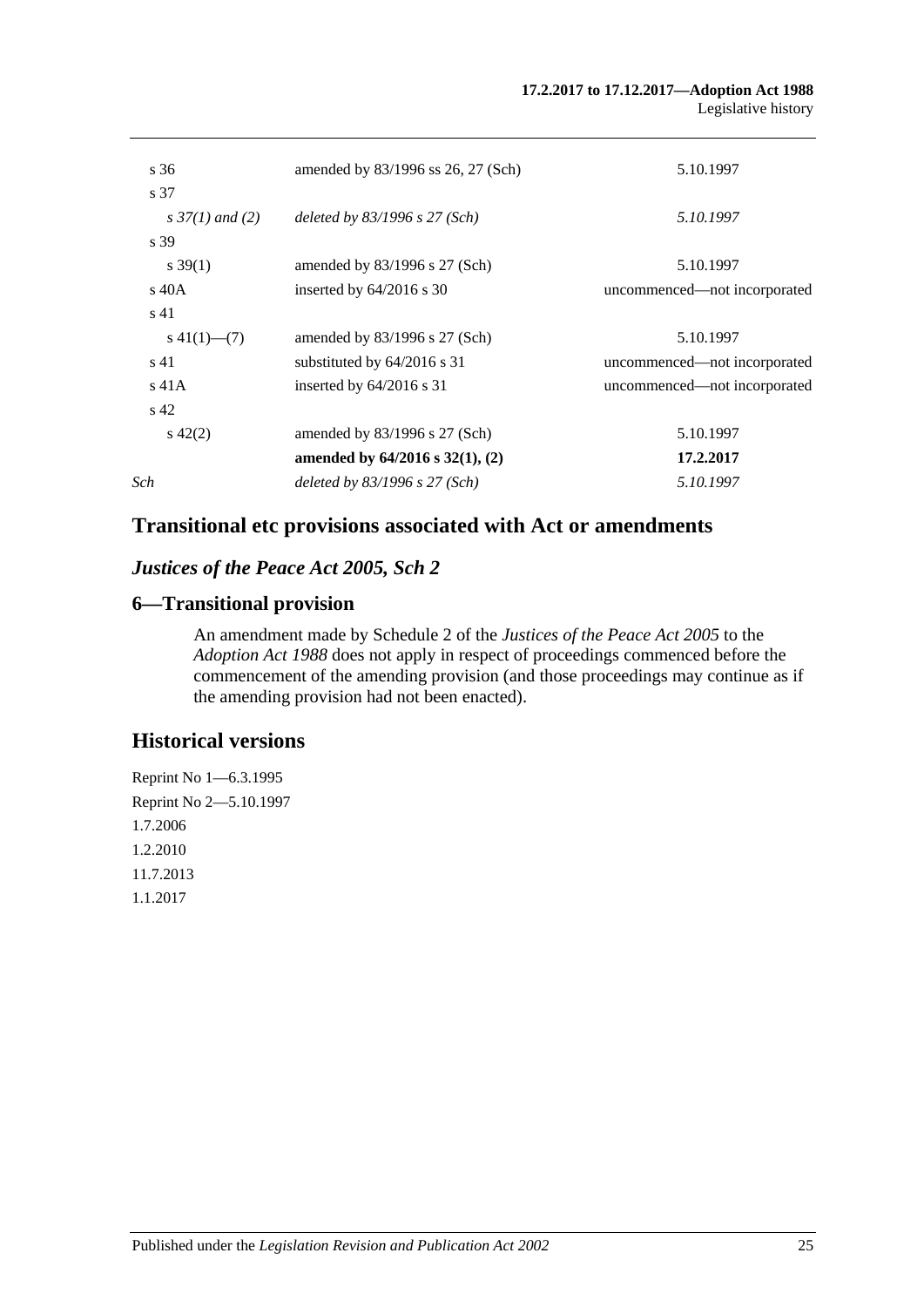| | | |
|---|---|---|
| s 36 | amended by 83/1996 ss 26, 27 (Sch) | 5.10.1997 |
| s 37 | | |
| *s 37(1) and (2)* | *deleted by 83/1996 s 27 (Sch)* | *5.10.1997* |
| s 39 | | |
| s 39(1) | amended by 83/1996 s 27 (Sch) | 5.10.1997 |
| s 40A | inserted by 64/2016 s 30 | uncommenced—not incorporated |
| s 41 | | |
| s 41(1)—(7) | amended by 83/1996 s 27 (Sch) | 5.10.1997 |
| s 41 | substituted by 64/2016 s 31 | uncommenced—not incorporated |
| s 41A | inserted by 64/2016 s 31 | uncommenced—not incorporated |
| s 42 | | |
| s 42(2) | amended by 83/1996 s 27 (Sch) | 5.10.1997 |
| | **amended by 64/2016 s 32(1), (2)** | **17.2.2017** |
| *Sch* | *deleted by 83/1996 s 27 (Sch)* | *5.10.1997* |

## Transitional etc provisions associated with Act or amendments

### *Justices of the Peace Act 2005, Sch 2*

### 6—Transitional provision

An amendment made by Schedule 2 of the *Justices of the Peace Act 2005* to the *Adoption Act 1988* does not apply in respect of proceedings commenced before the commencement of the amending provision (and those proceedings may continue as if the amending provision had not been enacted).

## Historical versions

Reprint No 1—6.3.1995

Reprint No 2—5.10.1997

1.7.2006

1.2.2010

11.7.2013

1.1.2017